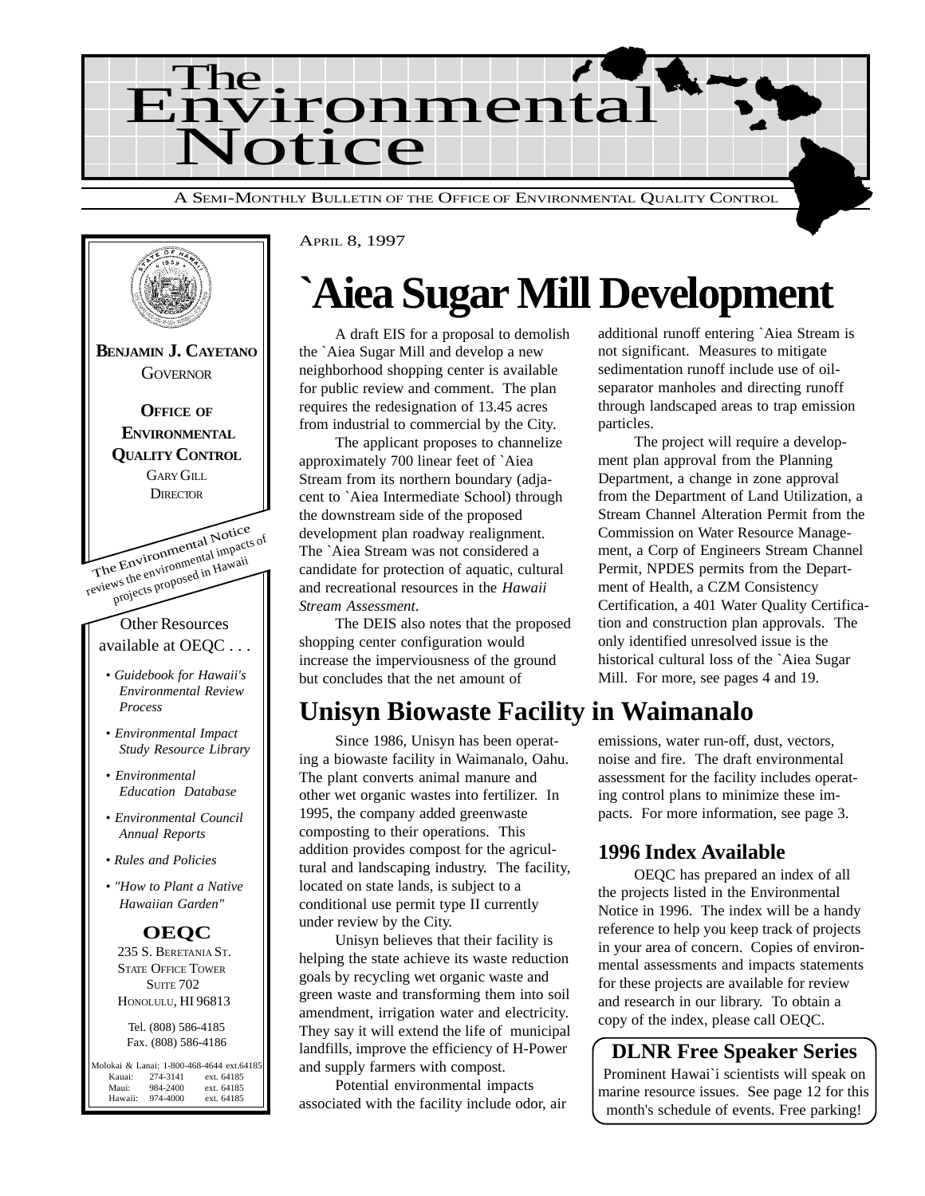# The Environmental Notice

A SEMI-MONTHLY BULLETIN OF THE OFFICE OF ENVIRONMENTAL QUALITY CONTROL

**BENJAMIN J. CAYETANO**
GOVERNOR

**OFFICE OF ENVIRONMENTAL QUALITY CONTROL**
GARY GILL
DIRECTOR

The Environmental Notice reviews the environmental impacts of projects proposed in Hawaii

Other Resources available at OEQC . . .

- *Guidebook for Hawaii's Environmental Review Process*
- *Environmental Impact Study Resource Library*
- *Environmental Education Database*
- *Environmental Council Annual Reports*
- *Rules and Policies*
- *"How to Plant a Native Hawaiian Garden"*

**OEQC**
235 S. BERETANIA ST.
STATE OFFICE TOWER
SUITE 702
HONOLULU, HI 96813

Tel. (808) 586-4185
Fax. (808) 586-4186

| | | |
|---|---|---|
| Molokai & Lanai: | 1-800-468-4644 | ext.64185 |
| Kauai: | 274-3141 | ext. 64185 |
| Maui: | 984-2400 | ext. 64185 |
| Hawaii: | 974-4000 | ext. 64185 |

APRIL 8, 1997

# `Aiea Sugar Mill Development

A draft EIS for a proposal to demolish the `Aiea Sugar Mill and develop a new neighborhood shopping center is available for public review and comment. The plan requires the redesignation of 13.45 acres from industrial to commercial by the City.

The applicant proposes to channelize approximately 700 linear feet of `Aiea Stream from its northern boundary (adjacent to `Aiea Intermediate School) through the downstream side of the proposed development plan roadway realignment. The `Aiea Stream was not considered a candidate for protection of aquatic, cultural and recreational resources in the *Hawaii Stream Assessment*.

The DEIS also notes that the proposed shopping center configuration would increase the imperviousness of the ground but concludes that the net amount of additional runoff entering `Aiea Stream is not significant. Measures to mitigate sedimentation runoff include use of oil-separator manholes and directing runoff through landscaped areas to trap emission particles.

The project will require a development plan approval from the Planning Department, a change in zone approval from the Department of Land Utilization, a Stream Channel Alteration Permit from the Commission on Water Resource Management, a Corp of Engineers Stream Channel Permit, NPDES permits from the Department of Health, a CZM Consistency Certification, a 401 Water Quality Certification and construction plan approvals. The only identified unresolved issue is the historical cultural loss of the `Aiea Sugar Mill. For more, see pages 4 and 19.

## Unisyn Biowaste Facility in Waimanalo

Since 1986, Unisyn has been operating a biowaste facility in Waimanalo, Oahu. The plant converts animal manure and other wet organic wastes into fertilizer. In 1995, the company added greenwaste composting to their operations. This addition provides compost for the agricultural and landscaping industry. The facility, located on state lands, is subject to a conditional use permit type II currently under review by the City.

Unisyn believes that their facility is helping the state achieve its waste reduction goals by recycling wet organic waste and green waste and transforming them into soil amendment, irrigation water and electricity. They say it will extend the life of municipal landfills, improve the efficiency of H-Power and supply farmers with compost.

Potential environmental impacts associated with the facility include odor, air emissions, water run-off, dust, vectors, noise and fire. The draft environmental assessment for the facility includes operating control plans to minimize these impacts. For more information, see page 3.

### 1996 Index Available

OEQC has prepared an index of all the projects listed in the Environmental Notice in 1996. The index will be a handy reference to help you keep track of projects in your area of concern. Copies of environmental assessments and impacts statements for these projects are available for review and research in our library. To obtain a copy of the index, please call OEQC.

### DLNR Free Speaker Series

Prominent Hawai`i scientists will speak on marine resource issues. See page 12 for this month's schedule of events. Free parking!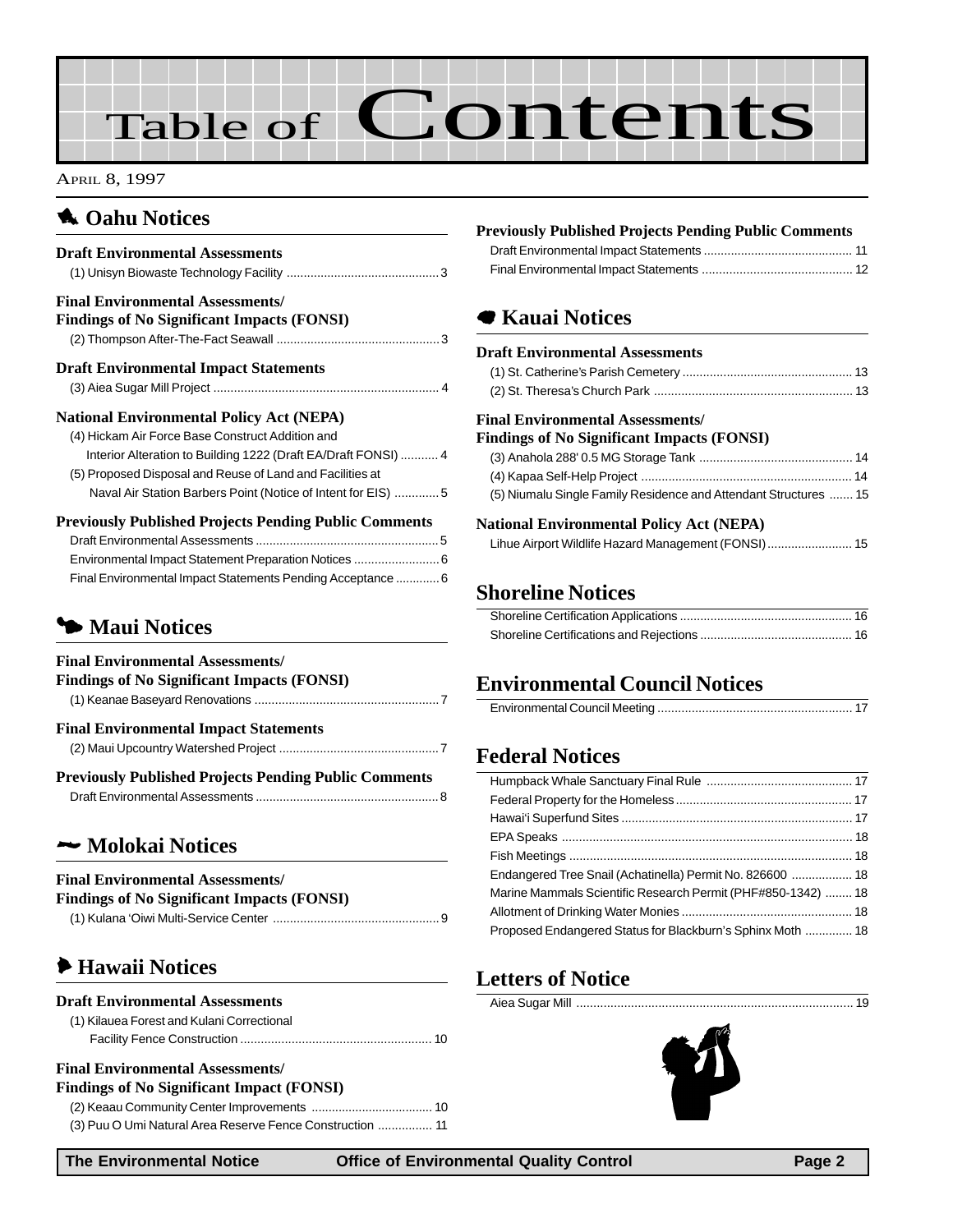# Table of Contents

APRIL 8, 1997

## Oahu Notices

### Draft Environmental Assessments

(1) Unisyn Biowaste Technology Facility ... 3

### Final Environmental Assessments/ Findings of No Significant Impacts (FONSI)

(2) Thompson After-The-Fact Seawall ... 3

### Draft Environmental Impact Statements

(3) Aiea Sugar Mill Project ... 4

### National Environmental Policy Act (NEPA)

(4) Hickam Air Force Base Construct Addition and Interior Alteration to Building 1222 (Draft EA/Draft FONSI) ... 4

(5) Proposed Disposal and Reuse of Land and Facilities at Naval Air Station Barbers Point (Notice of Intent for EIS) ... 5

### Previously Published Projects Pending Public Comments

Draft Environmental Assessments ... 5

Environmental Impact Statement Preparation Notices ... 6

Final Environmental Impact Statements Pending Acceptance ... 6

## Maui Notices

### Final Environmental Assessments/ Findings of No Significant Impacts (FONSI)

(1) Keanae Baseyard Renovations ... 7

### Final Environmental Impact Statements

(2) Maui Upcountry Watershed Project ... 7

### Previously Published Projects Pending Public Comments

Draft Environmental Assessments ... 8

## Molokai Notices

### Final Environmental Assessments/ Findings of No Significant Impacts (FONSI)

(1) Kulana ‘Oiwi Multi-Service Center ... 9

## Hawaii Notices

### Draft Environmental Assessments

(1) Kilauea Forest and Kulani Correctional Facility Fence Construction ... 10

### Final Environmental Assessments/ Findings of No Significant Impact (FONSI)

(2) Keaau Community Center Improvements ... 10

(3) Puu O Umi Natural Area Reserve Fence Construction ... 11

### Previously Published Projects Pending Public Comments

Draft Environmental Impact Statements ... 11

Final Environmental Impact Statements ... 12

## Kauai Notices

### Draft Environmental Assessments

(1) St. Catherine's Parish Cemetery ... 13

(2) St. Theresa's Church Park ... 13

### Final Environmental Assessments/ Findings of No Significant Impacts (FONSI)

(3) Anahola 288' 0.5 MG Storage Tank ... 14

(4) Kapaa Self-Help Project ... 14

(5) Niumalu Single Family Residence and Attendant Structures ... 15

### National Environmental Policy Act (NEPA)

Lihue Airport Wildlife Hazard Management (FONSI) ... 15

## Shoreline Notices

Shoreline Certification Applications ... 16

Shoreline Certifications and Rejections ... 16

## Environmental Council Notices

Environmental Council Meeting ... 17

## Federal Notices

Humpback Whale Sanctuary Final Rule ... 17

Federal Property for the Homeless ... 17

Hawai‘i Superfund Sites ... 17

EPA Speaks ... 18

Fish Meetings ... 18

Endangered Tree Snail (Achatinella) Permit No. 826600 ... 18

Marine Mammals Scientific Research Permit (PHF#850-1342) ... 18

Allotment of Drinking Water Monies ... 18

Proposed Endangered Status for Blackburn's Sphinx Moth ... 18

## Letters of Notice

Aiea Sugar Mill ... 19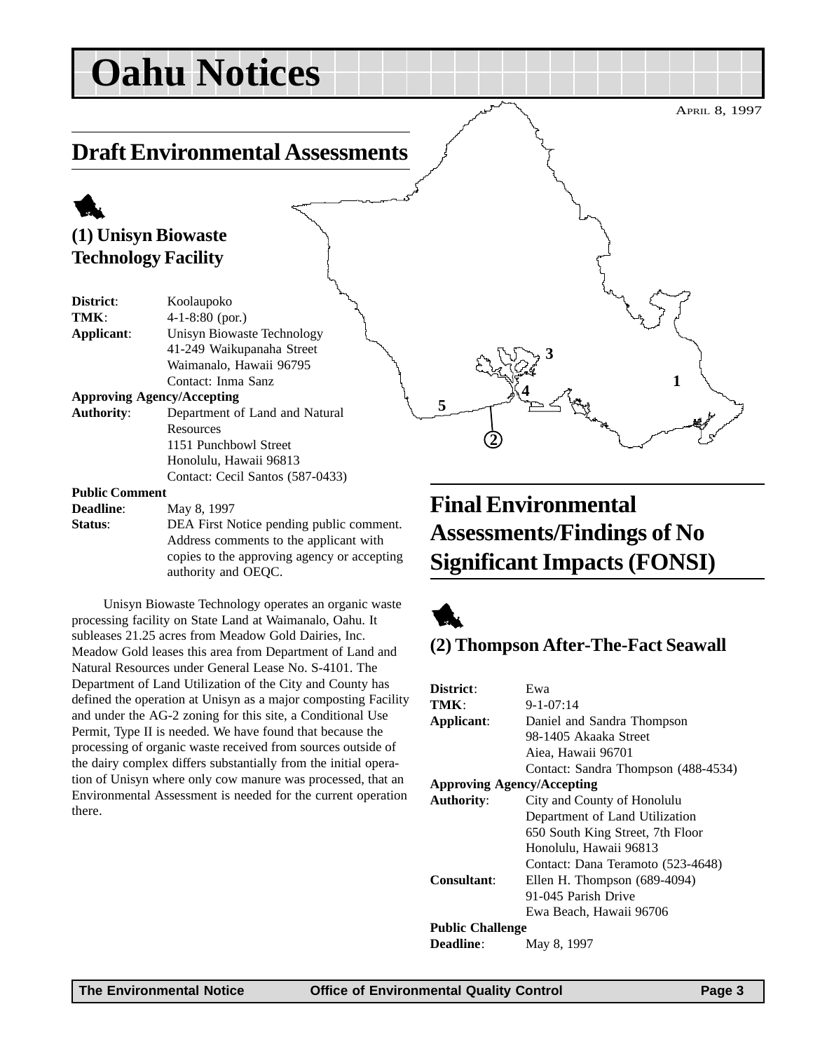# Oahu Notices

April 8, 1997

## Draft Environmental Assessments

### (1) Unisyn Biowaste Technology Facility

**District**: Koolaupoko
**TMK**: 4-1-8:80 (por.)
**Applicant**: Unisyn Biowaste Technology
41-249 Waikupanaha Street
Waimanalo, Hawaii 96795
Contact: Inma Sanz
**Approving Agency/Accepting Authority**: Department of Land and Natural Resources
1151 Punchbowl Street
Honolulu, Hawaii 96813
Contact: Cecil Santos (587-0433)
**Public Comment Deadline**: May 8, 1997
**Status**: DEA First Notice pending public comment. Address comments to the applicant with copies to the approving agency or accepting authority and OEQC.

Unisyn Biowaste Technology operates an organic waste processing facility on State Land at Waimanalo, Oahu. It subleases 21.25 acres from Meadow Gold Dairies, Inc. Meadow Gold leases this area from Department of Land and Natural Resources under General Lease No. S-4101. The Department of Land Utilization of the City and County has defined the operation at Unisyn as a major composting Facility and under the AG-2 zoning for this site, a Conditional Use Permit, Type II is needed. We have found that because the processing of organic waste received from sources outside of the dairy complex differs substantially from the initial operation of Unisyn where only cow manure was processed, that an Environmental Assessment is needed for the current operation there.

## Final Environmental Assessments/Findings of No Significant Impacts (FONSI)

### (2) Thompson After-The-Fact Seawall

**District**: Ewa
**TMK**: 9-1-07:14
**Applicant**: Daniel and Sandra Thompson
98-1405 Akaaka Street
Aiea, Hawaii 96701
Contact: Sandra Thompson (488-4534)
**Approving Agency/Accepting Authority**: City and County of Honolulu
Department of Land Utilization
650 South King Street, 7th Floor
Honolulu, Hawaii 96813
Contact: Dana Teramoto (523-4648)
**Consultant**: Ellen H. Thompson (689-4094)
91-045 Parish Drive
Ewa Beach, Hawaii 96706
**Public Challenge Deadline**: May 8, 1997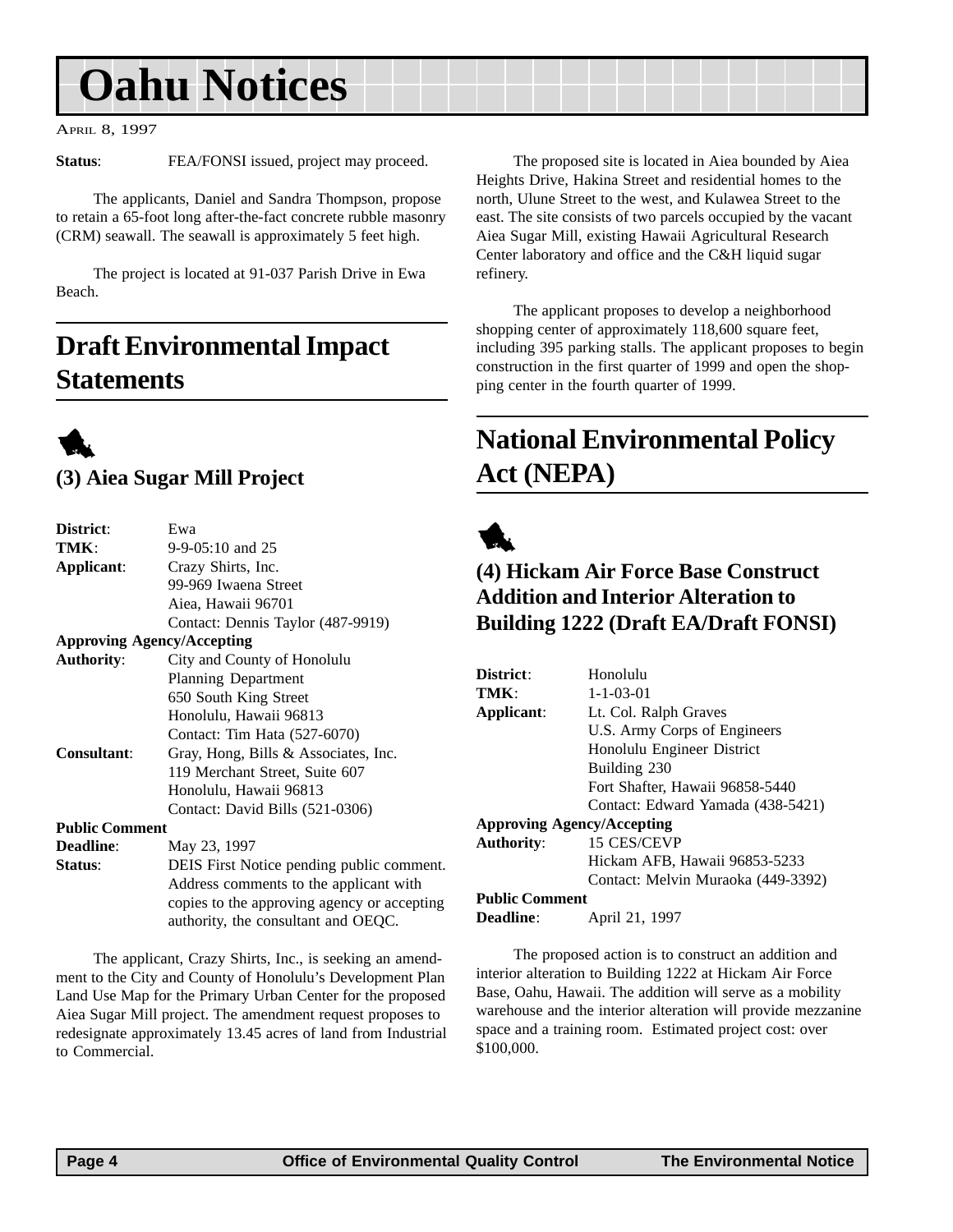# Oahu Notices

APRIL 8, 1997

**Status**: FEA/FONSI issued, project may proceed.

The applicants, Daniel and Sandra Thompson, propose to retain a 65-foot long after-the-fact concrete rubble masonry (CRM) seawall. The seawall is approximately 5 feet high.

The project is located at 91-037 Parish Drive in Ewa Beach.

## Draft Environmental Impact Statements

### (3) Aiea Sugar Mill Project

**District**: Ewa
**TMK**: 9-9-05:10 and 25
**Applicant**: Crazy Shirts, Inc.
99-969 Iwaena Street
Aiea, Hawaii 96701
Contact: Dennis Taylor (487-9919)
**Approving Agency/Accepting Authority**: City and County of Honolulu
Planning Department
650 South King Street
Honolulu, Hawaii 96813
Contact: Tim Hata (527-6070)
**Consultant**: Gray, Hong, Bills & Associates, Inc.
119 Merchant Street, Suite 607
Honolulu, Hawaii 96813
Contact: David Bills (521-0306)
**Public Comment Deadline**: May 23, 1997
**Status**: DEIS First Notice pending public comment. Address comments to the applicant with copies to the approving agency or accepting authority, the consultant and OEQC.

The applicant, Crazy Shirts, Inc., is seeking an amendment to the City and County of Honolulu's Development Plan Land Use Map for the Primary Urban Center for the proposed Aiea Sugar Mill project. The amendment request proposes to redesignate approximately 13.45 acres of land from Industrial to Commercial.

The proposed site is located in Aiea bounded by Aiea Heights Drive, Hakina Street and residential homes to the north, Ulune Street to the west, and Kulawea Street to the east. The site consists of two parcels occupied by the vacant Aiea Sugar Mill, existing Hawaii Agricultural Research Center laboratory and office and the C&H liquid sugar refinery.

The applicant proposes to develop a neighborhood shopping center of approximately 118,600 square feet, including 395 parking stalls. The applicant proposes to begin construction in the first quarter of 1999 and open the shopping center in the fourth quarter of 1999.

## National Environmental Policy Act (NEPA)

### (4) Hickam Air Force Base Construct Addition and Interior Alteration to Building 1222 (Draft EA/Draft FONSI)

**District**: Honolulu
**TMK**: 1-1-03-01
**Applicant**: Lt. Col. Ralph Graves
U.S. Army Corps of Engineers
Honolulu Engineer District
Building 230
Fort Shafter, Hawaii 96858-5440
Contact: Edward Yamada (438-5421)
**Approving Agency/Accepting Authority**: 15 CES/CEVP
Hickam AFB, Hawaii 96853-5233
Contact: Melvin Muraoka (449-3392)
**Public Comment Deadline**: April 21, 1997

The proposed action is to construct an addition and interior alteration to Building 1222 at Hickam Air Force Base, Oahu, Hawaii. The addition will serve as a mobility warehouse and the interior alteration will provide mezzanine space and a training room. Estimated project cost: over $100,000.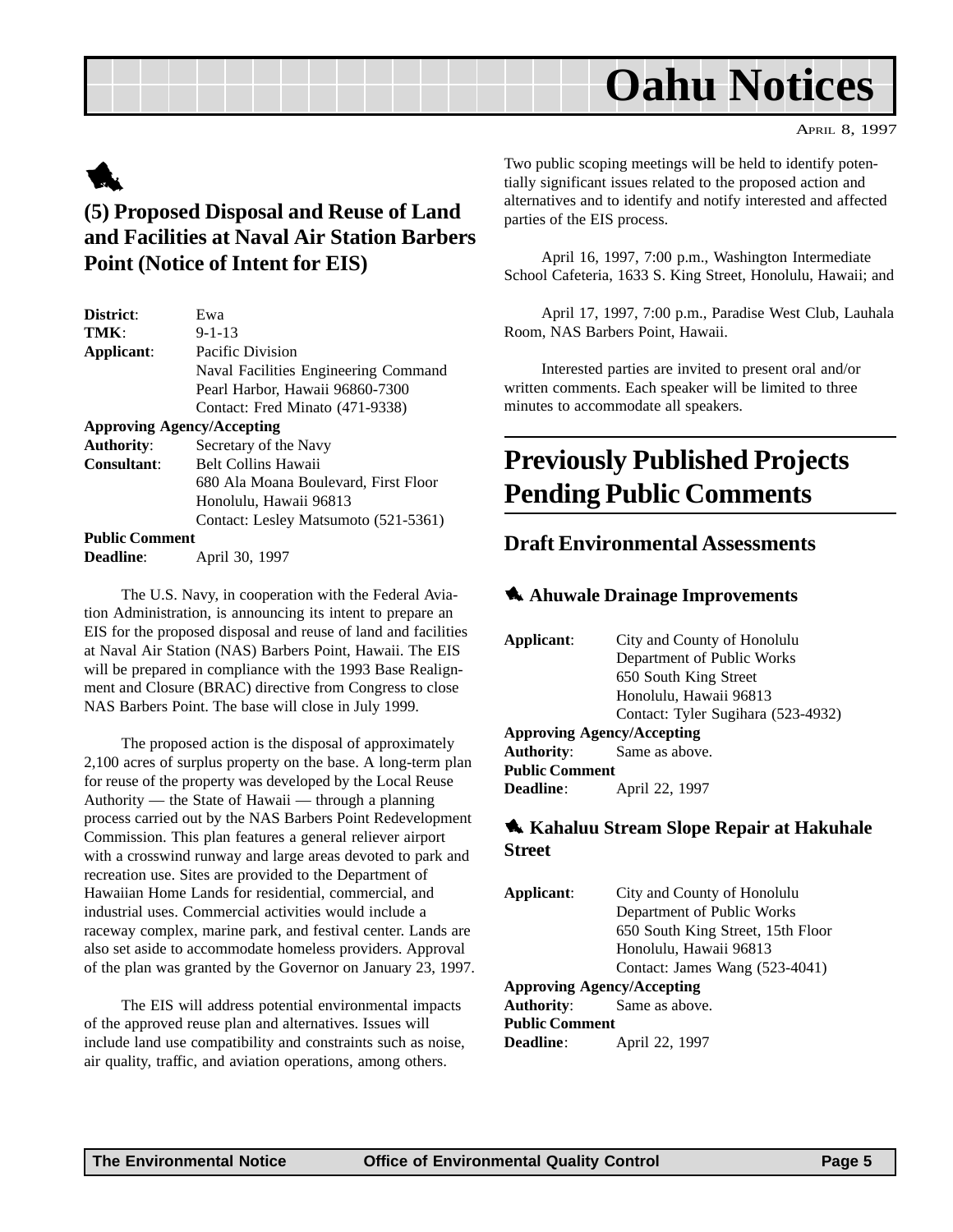# Oahu Notices

APRIL 8, 1997

## (5) Proposed Disposal and Reuse of Land and Facilities at Naval Air Station Barbers Point (Notice of Intent for EIS)

**District**: Ewa
**TMK**: 9-1-13
**Applicant**: Pacific Division
Naval Facilities Engineering Command
Pearl Harbor, Hawaii 96860-7300
Contact: Fred Minato (471-9338)
**Approving Agency/Accepting Authority**: Secretary of the Navy
**Consultant**: Belt Collins Hawaii
680 Ala Moana Boulevard, First Floor
Honolulu, Hawaii 96813
Contact: Lesley Matsumoto (521-5361)
**Public Comment Deadline**: April 30, 1997

The U.S. Navy, in cooperation with the Federal Aviation Administration, is announcing its intent to prepare an EIS for the proposed disposal and reuse of land and facilities at Naval Air Station (NAS) Barbers Point, Hawaii. The EIS will be prepared in compliance with the 1993 Base Realignment and Closure (BRAC) directive from Congress to close NAS Barbers Point. The base will close in July 1999.

The proposed action is the disposal of approximately 2,100 acres of surplus property on the base. A long-term plan for reuse of the property was developed by the Local Reuse Authority — the State of Hawaii — through a planning process carried out by the NAS Barbers Point Redevelopment Commission. This plan features a general reliever airport with a crosswind runway and large areas devoted to park and recreation use. Sites are provided to the Department of Hawaiian Home Lands for residential, commercial, and industrial uses. Commercial activities would include a raceway complex, marine park, and festival center. Lands are also set aside to accommodate homeless providers. Approval of the plan was granted by the Governor on January 23, 1997.

The EIS will address potential environmental impacts of the approved reuse plan and alternatives. Issues will include land use compatibility and constraints such as noise, air quality, traffic, and aviation operations, among others.

Two public scoping meetings will be held to identify potentially significant issues related to the proposed action and alternatives and to identify and notify interested and affected parties of the EIS process.

April 16, 1997, 7:00 p.m., Washington Intermediate School Cafeteria, 1633 S. King Street, Honolulu, Hawaii; and

April 17, 1997, 7:00 p.m., Paradise West Club, Lauhala Room, NAS Barbers Point, Hawaii.

Interested parties are invited to present oral and/or written comments. Each speaker will be limited to three minutes to accommodate all speakers.

# Previously Published Projects Pending Public Comments

## Draft Environmental Assessments

### Ahuwale Drainage Improvements

**Applicant**: City and County of Honolulu
Department of Public Works
650 South King Street
Honolulu, Hawaii 96813
Contact: Tyler Sugihara (523-4932)
**Approving Agency/Accepting Authority**: Same as above.
**Public Comment Deadline**: April 22, 1997

### Kahaluu Stream Slope Repair at Hakuhale Street

**Applicant**: City and County of Honolulu
Department of Public Works
650 South King Street, 15th Floor
Honolulu, Hawaii 96813
Contact: James Wang (523-4041)
**Approving Agency/Accepting Authority**: Same as above.
**Public Comment Deadline**: April 22, 1997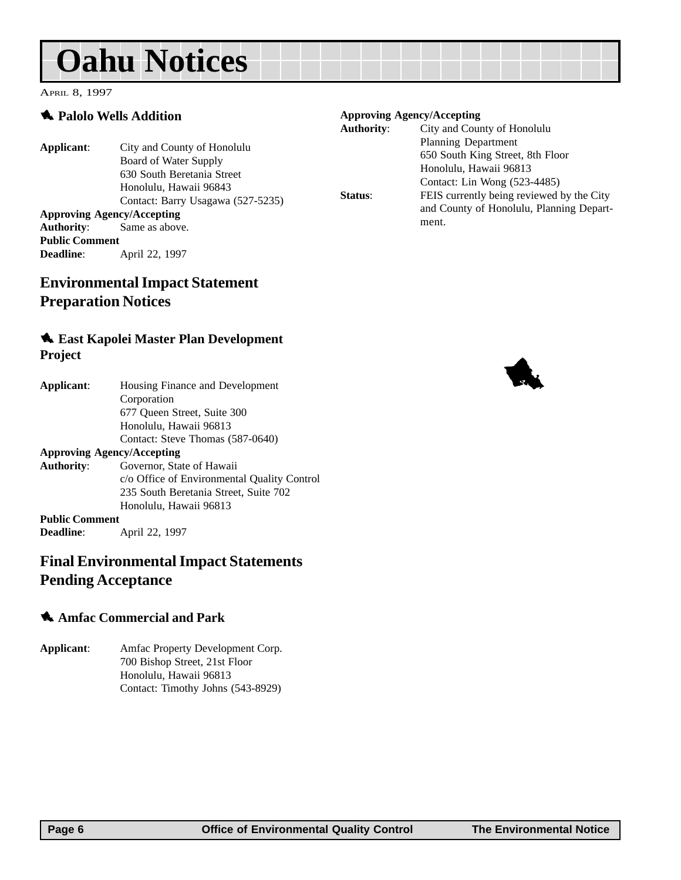# Oahu Notices

April 8, 1997

### Palolo Wells Addition

**Applicant**: City and County of Honolulu
Board of Water Supply
630 South Beretania Street
Honolulu, Hawaii 96843
Contact: Barry Usagawa (527-5235)

**Approving Agency/Accepting Authority**: Same as above.

**Public Comment Deadline**: April 22, 1997

## Environmental Impact Statement Preparation Notices

### East Kapolei Master Plan Development Project

**Applicant**: Housing Finance and Development Corporation
677 Queen Street, Suite 300
Honolulu, Hawaii 96813
Contact: Steve Thomas (587-0640)

**Approving Agency/Accepting Authority**: Governor, State of Hawaii
c/o Office of Environmental Quality Control
235 South Beretania Street, Suite 702
Honolulu, Hawaii 96813

**Public Comment Deadline**: April 22, 1997

## Final Environmental Impact Statements Pending Acceptance

### Amfac Commercial and Park

**Applicant**: Amfac Property Development Corp.
700 Bishop Street, 21st Floor
Honolulu, Hawaii 96813
Contact: Timothy Johns (543-8929)

**Approving Agency/Accepting Authority**: City and County of Honolulu
Planning Department
650 South King Street, 8th Floor
Honolulu, Hawaii 96813
Contact: Lin Wong (523-4485)

**Status**: FEIS currently being reviewed by the City and County of Honolulu, Planning Department.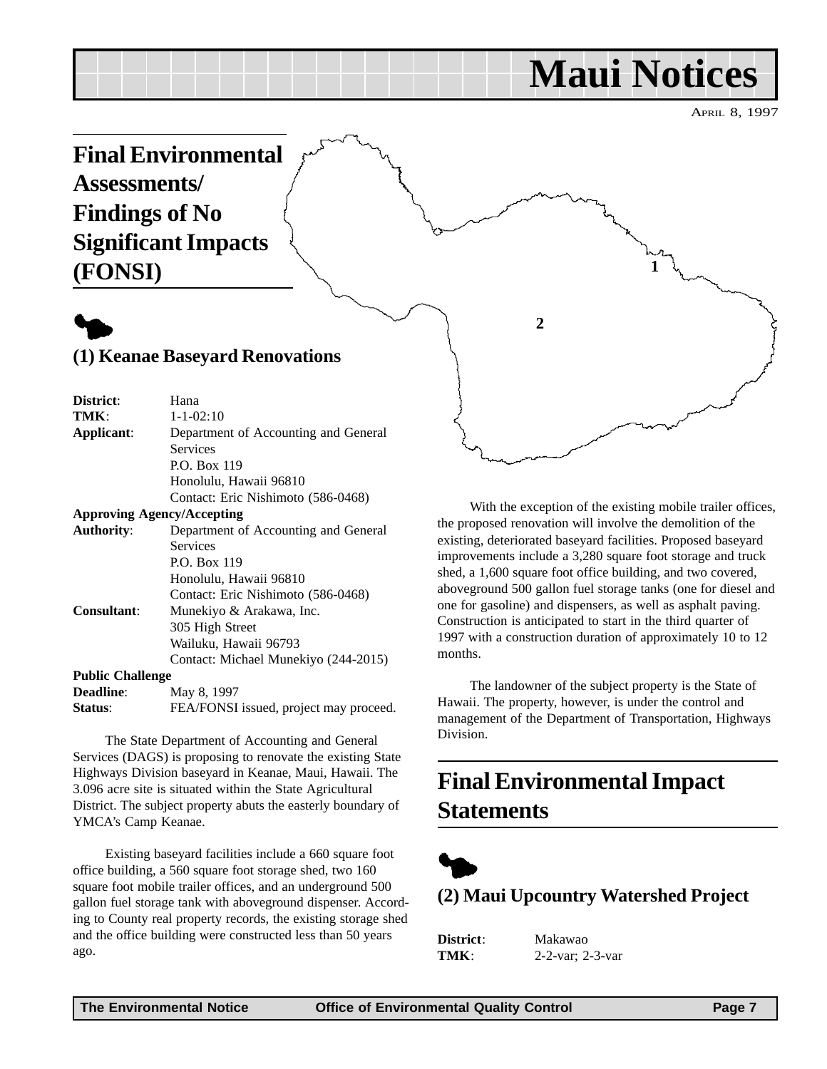# Maui Notices

APRIL 8, 1997

## Final Environmental Assessments/ Findings of No Significant Impacts (FONSI)

### (1) Keanae Baseyard Renovations

**District**: Hana
**TMK**: 1-1-02:10
**Applicant**: Department of Accounting and General Services
P.O. Box 119
Honolulu, Hawaii 96810
Contact: Eric Nishimoto (586-0468)

**Approving Agency/Accepting Authority**: Department of Accounting and General Services
P.O. Box 119
Honolulu, Hawaii 96810
Contact: Eric Nishimoto (586-0468)

**Consultant**: Munekiyo & Arakawa, Inc.
305 High Street
Wailuku, Hawaii 96793
Contact: Michael Munekiyo (244-2015)

**Public Challenge Deadline**: May 8, 1997
**Status**: FEA/FONSI issued, project may proceed.

The State Department of Accounting and General Services (DAGS) is proposing to renovate the existing State Highways Division baseyard in Keanae, Maui, Hawaii. The 3.096 acre site is situated within the State Agricultural District. The subject property abuts the easterly boundary of YMCA's Camp Keanae.

Existing baseyard facilities include a 660 square foot office building, a 560 square foot storage shed, two 160 square foot mobile trailer offices, and an underground 500 gallon fuel storage tank with aboveground dispenser. According to County real property records, the existing storage shed and the office building were constructed less than 50 years ago.

With the exception of the existing mobile trailer offices, the proposed renovation will involve the demolition of the existing, deteriorated baseyard facilities. Proposed baseyard improvements include a 3,280 square foot storage and truck shed, a 1,600 square foot office building, and two covered, aboveground 500 gallon fuel storage tanks (one for diesel and one for gasoline) and dispensers, as well as asphalt paving. Construction is anticipated to start in the third quarter of 1997 with a construction duration of approximately 10 to 12 months.

The landowner of the subject property is the State of Hawaii. The property, however, is under the control and management of the Department of Transportation, Highways Division.

## Final Environmental Impact Statements

### (2) Maui Upcountry Watershed Project

**District**: Makawao
**TMK**: 2-2-var; 2-3-var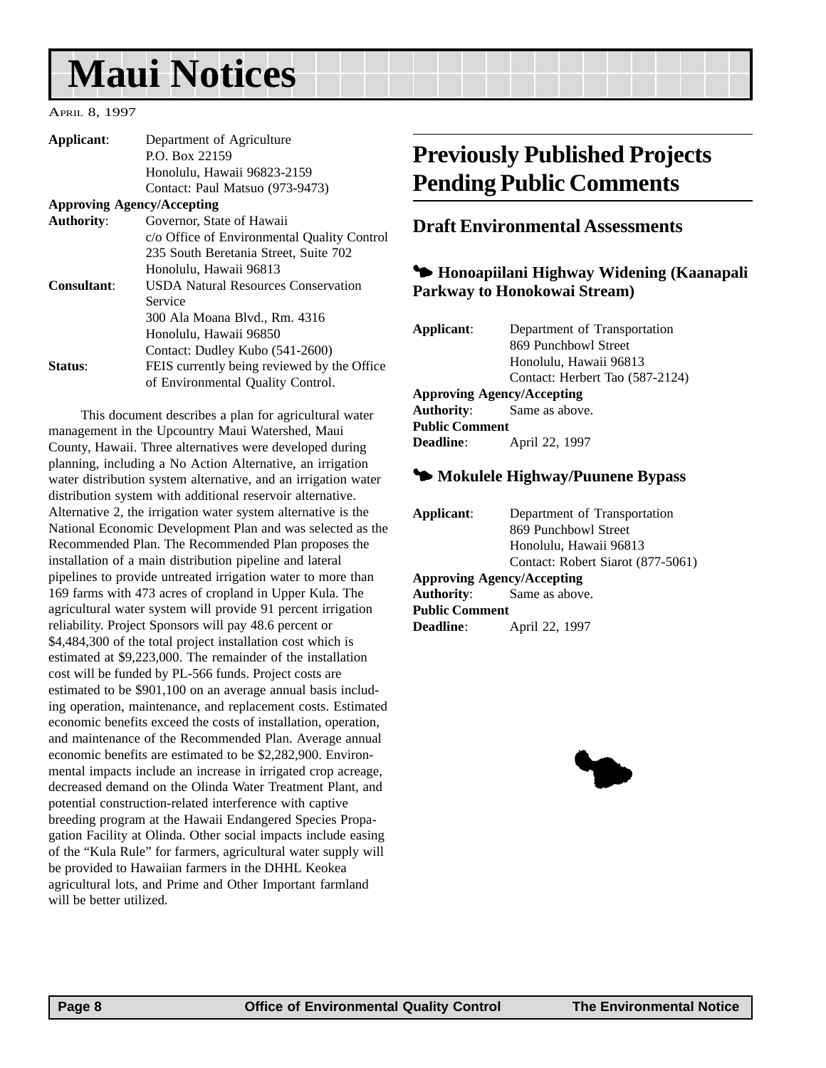# Maui Notices

April 8, 1997

**Applicant**: Department of Agriculture
P.O. Box 22159
Honolulu, Hawaii 96823-2159
Contact: Paul Matsuo (973-9473)

**Approving Agency/Accepting**
**Authority**: Governor, State of Hawaii
c/o Office of Environmental Quality Control
235 South Beretania Street, Suite 702
Honolulu, Hawaii 96813

**Consultant**: USDA Natural Resources Conservation Service
300 Ala Moana Blvd., Rm. 4316
Honolulu, Hawaii 96850
Contact: Dudley Kubo (541-2600)

**Status**: FEIS currently being reviewed by the Office of Environmental Quality Control.

This document describes a plan for agricultural water management in the Upcountry Maui Watershed, Maui County, Hawaii. Three alternatives were developed during planning, including a No Action Alternative, an irrigation water distribution system alternative, and an irrigation water distribution system with additional reservoir alternative. Alternative 2, the irrigation water system alternative is the National Economic Development Plan and was selected as the Recommended Plan. The Recommended Plan proposes the installation of a main distribution pipeline and lateral pipelines to provide untreated irrigation water to more than 169 farms with 473 acres of cropland in Upper Kula. The agricultural water system will provide 91 percent irrigation reliability. Project Sponsors will pay 48.6 percent or $4,484,300 of the total project installation cost which is estimated at $9,223,000. The remainder of the installation cost will be funded by PL-566 funds. Project costs are estimated to be $901,100 on an average annual basis including operation, maintenance, and replacement costs. Estimated economic benefits exceed the costs of installation, operation, and maintenance of the Recommended Plan. Average annual economic benefits are estimated to be $2,282,900. Environmental impacts include an increase in irrigated crop acreage, decreased demand on the Olinda Water Treatment Plant, and potential construction-related interference with captive breeding program at the Hawaii Endangered Species Propagation Facility at Olinda. Other social impacts include easing of the "Kula Rule" for farmers, agricultural water supply will be provided to Hawaiian farmers in the DHHL Keokea agricultural lots, and Prime and Other Important farmland will be better utilized.

## Previously Published Projects Pending Public Comments

### Draft Environmental Assessments

#### Honoapiilani Highway Widening (Kaanapali Parkway to Honokowai Stream)

**Applicant**: Department of Transportation
869 Punchbowl Street
Honolulu, Hawaii 96813
Contact: Herbert Tao (587-2124)

**Approving Agency/Accepting**
**Authority**: Same as above.

**Public Comment**
**Deadline**: April 22, 1997

#### Mokulele Highway/Puunene Bypass

**Applicant**: Department of Transportation
869 Punchbowl Street
Honolulu, Hawaii 96813
Contact: Robert Siarot (877-5061)

**Approving Agency/Accepting**
**Authority**: Same as above.

**Public Comment**
**Deadline**: April 22, 1997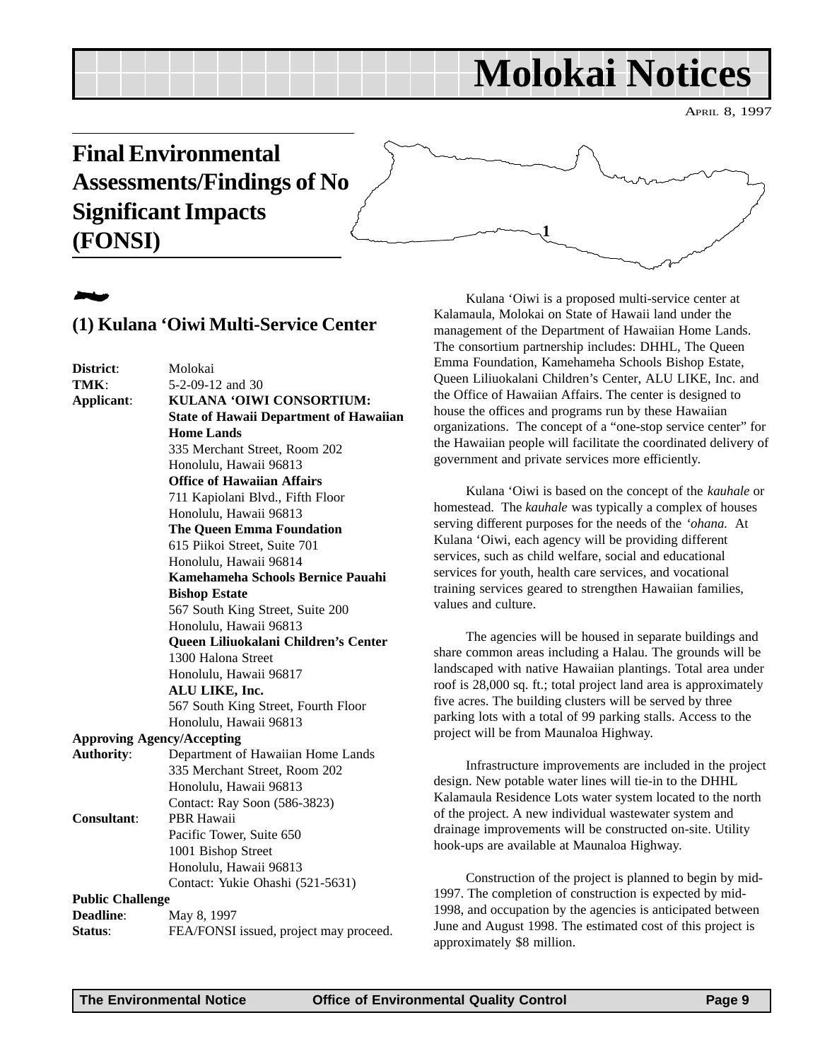# Molokai Notices

April 8, 1997

## Final Environmental Assessments/Findings of No Significant Impacts (FONSI)

### (1) Kulana 'Oiwi Multi-Service Center

**District**: Molokai

**TMK**: 5-2-09-12 and 30

**Applicant**: **KULANA 'OIWI CONSORTIUM:**
**State of Hawaii Department of Hawaiian Home Lands**
335 Merchant Street, Room 202
Honolulu, Hawaii 96813
**Office of Hawaiian Affairs**
711 Kapiolani Blvd., Fifth Floor
Honolulu, Hawaii 96813
**The Queen Emma Foundation**
615 Piikoi Street, Suite 701
Honolulu, Hawaii 96814
**Kamehameha Schools Bernice Pauahi Bishop Estate**
567 South King Street, Suite 200
Honolulu, Hawaii 96813
**Queen Liliuokalani Children's Center**
1300 Halona Street
Honolulu, Hawaii 96817
**ALU LIKE, Inc.**
567 South King Street, Fourth Floor
Honolulu, Hawaii 96813

**Approving Agency/Accepting Authority**: Department of Hawaiian Home Lands
335 Merchant Street, Room 202
Honolulu, Hawaii 96813
Contact: Ray Soon (586-3823)

**Consultant**: PBR Hawaii
Pacific Tower, Suite 650
1001 Bishop Street
Honolulu, Hawaii 96813
Contact: Yukie Ohashi (521-5631)

**Public Challenge Deadline**: May 8, 1997

**Status**: FEA/FONSI issued, project may proceed.

Kulana 'Oiwi is a proposed multi-service center at Kalamaula, Molokai on State of Hawaii land under the management of the Department of Hawaiian Home Lands. The consortium partnership includes: DHHL, The Queen Emma Foundation, Kamehameha Schools Bishop Estate, Queen Liliuokalani Children's Center, ALU LIKE, Inc. and the Office of Hawaiian Affairs. The center is designed to house the offices and programs run by these Hawaiian organizations. The concept of a "one-stop service center" for the Hawaiian people will facilitate the coordinated delivery of government and private services more efficiently.

Kulana 'Oiwi is based on the concept of the *kauhale* or homestead. The *kauhale* was typically a complex of houses serving different purposes for the needs of the *'ohana.* At Kulana 'Oiwi, each agency will be providing different services, such as child welfare, social and educational services for youth, health care services, and vocational training services geared to strengthen Hawaiian families, values and culture.

The agencies will be housed in separate buildings and share common areas including a Halau. The grounds will be landscaped with native Hawaiian plantings. Total area under roof is 28,000 sq. ft.; total project land area is approximately five acres. The building clusters will be served by three parking lots with a total of 99 parking stalls. Access to the project will be from Maunaloa Highway.

Infrastructure improvements are included in the project design. New potable water lines will tie-in to the DHHL Kalamaula Residence Lots water system located to the north of the project. A new individual wastewater system and drainage improvements will be constructed on-site. Utility hook-ups are available at Maunaloa Highway.

Construction of the project is planned to begin by mid-1997. The completion of construction is expected by mid-1998, and occupation by the agencies is anticipated between June and August 1998. The estimated cost of this project is approximately $8 million.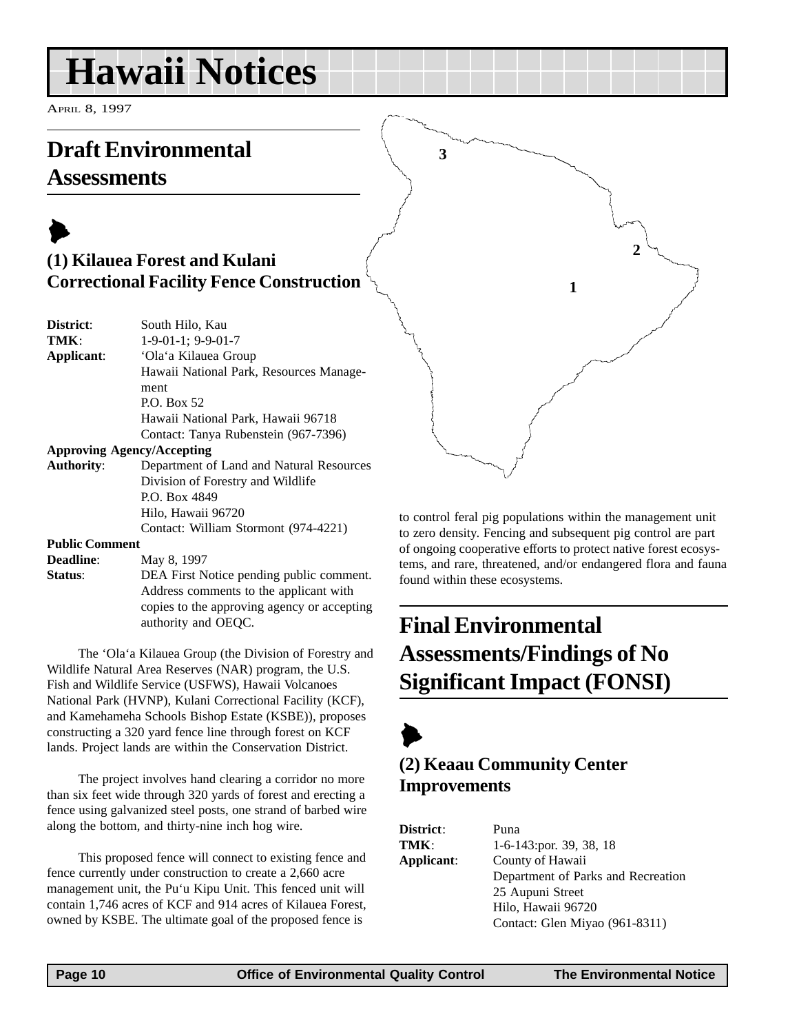# Hawaii Notices

April 8, 1997

## Draft Environmental Assessments

### (1) Kilauea Forest and Kulani Correctional Facility Fence Construction

| | |
|---|---|
| **District**: | South Hilo, Kau |
| **TMK**: | 1-9-01-1; 9-9-01-7 |
| **Applicant**: | ‘Ola‘a Kilauea Group<br>Hawaii National Park, Resources Management<br>P.O. Box 52<br>Hawaii National Park, Hawaii 96718<br>Contact: Tanya Rubenstein (967-7396) |
| **Approving Agency/Accepting Authority**: | Department of Land and Natural Resources<br>Division of Forestry and Wildlife<br>P.O. Box 4849<br>Hilo, Hawaii 96720<br>Contact: William Stormont (974-4221) |
| **Public Comment Deadline**: | May 8, 1997 |
| **Status**: | DEA First Notice pending public comment. Address comments to the applicant with copies to the approving agency or accepting authority and OEQC. |

The ‘Ola‘a Kilauea Group (the Division of Forestry and Wildlife Natural Area Reserves (NAR) program, the U.S. Fish and Wildlife Service (USFWS), Hawaii Volcanoes National Park (HVNP), Kulani Correctional Facility (KCF), and Kamehameha Schools Bishop Estate (KSBE)), proposes constructing a 320 yard fence line through forest on KCF lands. Project lands are within the Conservation District.

The project involves hand clearing a corridor no more than six feet wide through 320 yards of forest and erecting a fence using galvanized steel posts, one strand of barbed wire along the bottom, and thirty-nine inch hog wire.

This proposed fence will connect to existing fence and fence currently under construction to create a 2,660 acre management unit, the Pu‘u Kipu Unit. This fenced unit will contain 1,746 acres of KCF and 914 acres of Kilauea Forest, owned by KSBE. The ultimate goal of the proposed fence is to control feral pig populations within the management unit to zero density. Fencing and subsequent pig control are part of ongoing cooperative efforts to protect native forest ecosystems, and rare, threatened, and/or endangered flora and fauna found within these ecosystems.

## Final Environmental Assessments/Findings of No Significant Impact (FONSI)

### (2) Keaau Community Center Improvements

| | |
|---|---|
| **District**: | Puna |
| **TMK**: | 1-6-143:por. 39, 38, 18 |
| **Applicant**: | County of Hawaii<br>Department of Parks and Recreation<br>25 Aupuni Street<br>Hilo, Hawaii 96720<br>Contact: Glen Miyao (961-8311) |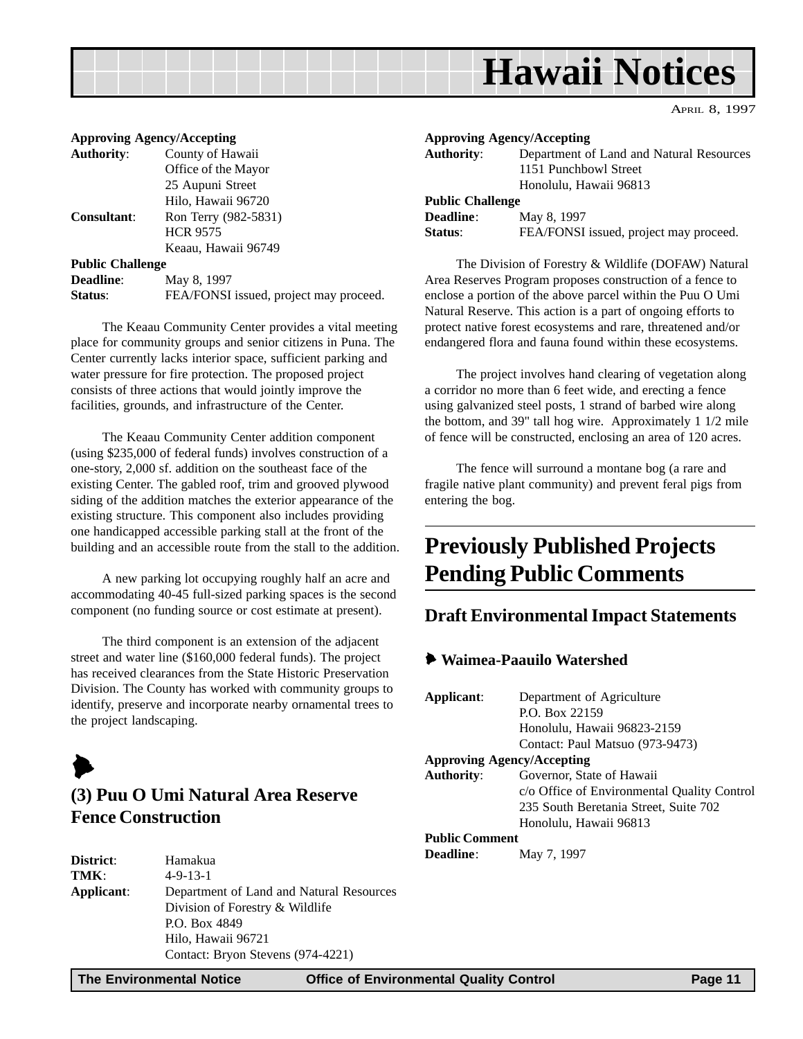# Hawaii Notices

APRIL 8, 1997

**Approving Agency/Accepting**
**Authority**: County of Hawaii
Office of the Mayor
25 Aupuni Street
Hilo, Hawaii 96720
**Consultant**: Ron Terry (982-5831)
HCR 9575
Keaau, Hawaii 96749
**Public Challenge**
**Deadline**: May 8, 1997
**Status**: FEA/FONSI issued, project may proceed.

The Keaau Community Center provides a vital meeting place for community groups and senior citizens in Puna. The Center currently lacks interior space, sufficient parking and water pressure for fire protection. The proposed project consists of three actions that would jointly improve the facilities, grounds, and infrastructure of the Center.

The Keaau Community Center addition component (using $235,000 of federal funds) involves construction of a one-story, 2,000 sf. addition on the southeast face of the existing Center. The gabled roof, trim and grooved plywood siding of the addition matches the exterior appearance of the existing structure. This component also includes providing one handicapped accessible parking stall at the front of the building and an accessible route from the stall to the addition.

A new parking lot occupying roughly half an acre and accommodating 40-45 full-sized parking spaces is the second component (no funding source or cost estimate at present).

The third component is an extension of the adjacent street and water line ($160,000 federal funds). The project has received clearances from the State Historic Preservation Division. The County has worked with community groups to identify, preserve and incorporate nearby ornamental trees to the project landscaping.

## (3) Puu O Umi Natural Area Reserve Fence Construction

**District**: Hamakua
**TMK**: 4-9-13-1
**Applicant**: Department of Land and Natural Resources
Division of Forestry & Wildlife
P.O. Box 4849
Hilo, Hawaii 96721
Contact: Bryon Stevens (974-4221)

**Approving Agency/Accepting**
**Authority**: Department of Land and Natural Resources
1151 Punchbowl Street
Honolulu, Hawaii 96813
**Public Challenge**
**Deadline**: May 8, 1997
**Status**: FEA/FONSI issued, project may proceed.

The Division of Forestry & Wildlife (DOFAW) Natural Area Reserves Program proposes construction of a fence to enclose a portion of the above parcel within the Puu O Umi Natural Reserve. This action is a part of ongoing efforts to protect native forest ecosystems and rare, threatened and/or endangered flora and fauna found within these ecosystems.

The project involves hand clearing of vegetation along a corridor no more than 6 feet wide, and erecting a fence using galvanized steel posts, 1 strand of barbed wire along the bottom, and 39" tall hog wire. Approximately 1 1/2 mile of fence will be constructed, enclosing an area of 120 acres.

The fence will surround a montane bog (a rare and fragile native plant community) and prevent feral pigs from entering the bog.

# Previously Published Projects Pending Public Comments

## Draft Environmental Impact Statements

### Waimea-Paauilo Watershed

**Applicant**: Department of Agriculture
P.O. Box 22159
Honolulu, Hawaii 96823-2159
Contact: Paul Matsuo (973-9473)
**Approving Agency/Accepting**
**Authority**: Governor, State of Hawaii
c/o Office of Environmental Quality Control
235 South Beretania Street, Suite 702
Honolulu, Hawaii 96813
**Public Comment**
**Deadline**: May 7, 1997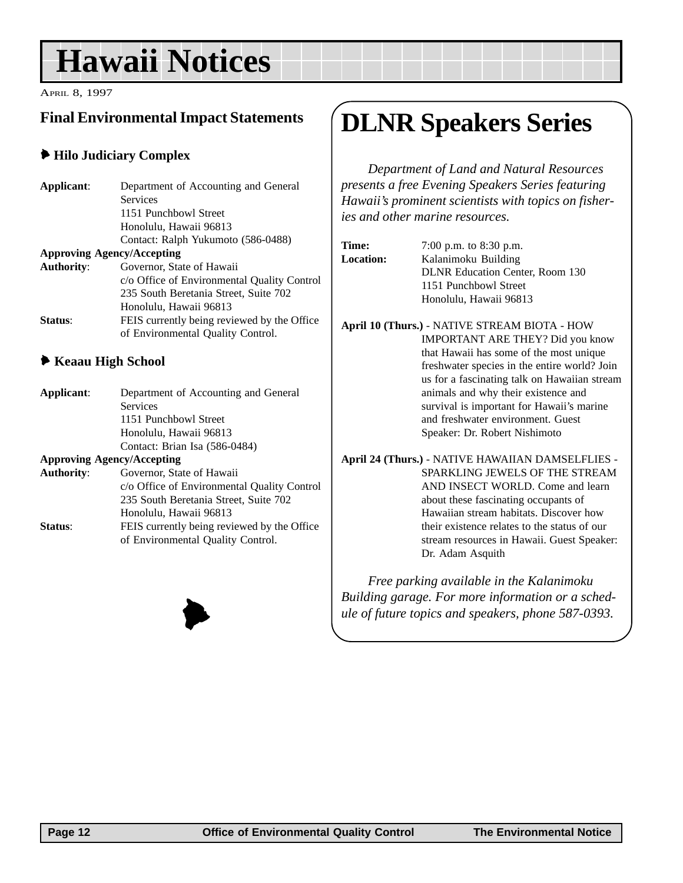# Hawaii Notices

APRIL 8, 1997

## Final Environmental Impact Statements

### Hilo Judiciary Complex

**Applicant**: Department of Accounting and General Services
1151 Punchbowl Street
Honolulu, Hawaii 96813
Contact: Ralph Yukumoto (586-0488)

**Approving Agency/Accepting Authority**: Governor, State of Hawaii
c/o Office of Environmental Quality Control
235 South Beretania Street, Suite 702
Honolulu, Hawaii 96813

**Status**: FEIS currently being reviewed by the Office of Environmental Quality Control.

### Keaau High School

**Applicant**: Department of Accounting and General Services
1151 Punchbowl Street
Honolulu, Hawaii 96813
Contact: Brian Isa (586-0484)

**Approving Agency/Accepting Authority**: Governor, State of Hawaii
c/o Office of Environmental Quality Control
235 South Beretania Street, Suite 702
Honolulu, Hawaii 96813

**Status**: FEIS currently being reviewed by the Office of Environmental Quality Control.

## DLNR Speakers Series

*Department of Land and Natural Resources presents a free Evening Speakers Series featuring Hawaii's prominent scientists with topics on fisheries and other marine resources.*

**Time:** 7:00 p.m. to 8:30 p.m.

**Location:** Kalanimoku Building
DLNR Education Center, Room 130
1151 Punchbowl Street
Honolulu, Hawaii 96813

**April 10 (Thurs.)** - NATIVE STREAM BIOTA - HOW IMPORTANT ARE THEY? Did you know that Hawaii has some of the most unique freshwater species in the entire world? Join us for a fascinating talk on Hawaiian stream animals and why their existence and survival is important for Hawaii's marine and freshwater environment. Guest Speaker: Dr. Robert Nishimoto

**April 24 (Thurs.)** - NATIVE HAWAIIAN DAMSELFLIES - SPARKLING JEWELS OF THE STREAM AND INSECT WORLD. Come and learn about these fascinating occupants of Hawaiian stream habitats. Discover how their existence relates to the status of our stream resources in Hawaii. Guest Speaker: Dr. Adam Asquith

*Free parking available in the Kalanimoku Building garage. For more information or a schedule of future topics and speakers, phone 587-0393.*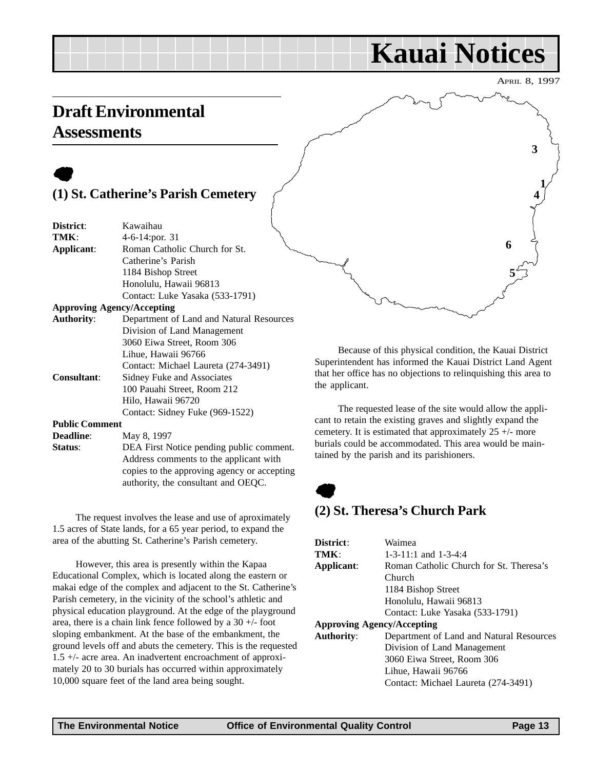# Kauai Notices

APRIL 8, 1997

## Draft Environmental Assessments

### (1) St. Catherine's Parish Cemetery

**District**: Kawaihau
**TMK**: 4-6-14:por. 31
**Applicant**: Roman Catholic Church for St. Catherine's Parish
1184 Bishop Street
Honolulu, Hawaii 96813
Contact: Luke Yasaka (533-1791)

**Approving Agency/Accepting Authority**: Department of Land and Natural Resources
Division of Land Management
3060 Eiwa Street, Room 306
Lihue, Hawaii 96766
Contact: Michael Laureta (274-3491)

**Consultant**: Sidney Fuke and Associates
100 Pauahi Street, Room 212
Hilo, Hawaii 96720
Contact: Sidney Fuke (969-1522)

**Public Comment Deadline**: May 8, 1997

**Status**: DEA First Notice pending public comment. Address comments to the applicant with copies to the approving agency or accepting authority, the consultant and OEQC.

The request involves the lease and use of aproximately 1.5 acres of State lands, for a 65 year period, to expand the area of the abutting St. Catherine's Parish cemetery.

However, this area is presently within the Kapaa Educational Complex, which is located along the eastern or makai edge of the complex and adjacent to the St. Catherine's Parish cemetery, in the vicinity of the school's athletic and physical education playground. At the edge of the playground area, there is a chain link fence followed by a 30 +/- foot sloping embankment. At the base of the embankment, the ground levels off and abuts the cemetery. This is the requested 1.5 +/- acre area. An inadvertent encroachment of approximately 20 to 30 burials has occurred within approximately 10,000 square feet of the land area being sought.

Because of this physical condition, the Kauai District Superintendent has informed the Kauai District Land Agent that her office has no objections to relinquishing this area to the applicant.

The requested lease of the site would allow the applicant to retain the existing graves and slightly expand the cemetery. It is estimated that approximately 25 +/- more burials could be accommodated. This area would be maintained by the parish and its parishioners.

### (2) St. Theresa's Church Park

**District**: Waimea
**TMK**: 1-3-11:1 and 1-3-4:4
**Applicant**: Roman Catholic Church for St. Theresa's Church
1184 Bishop Street
Honolulu, Hawaii 96813
Contact: Luke Yasaka (533-1791)

**Approving Agency/Accepting Authority**: Department of Land and Natural Resources
Division of Land Management
3060 Eiwa Street, Room 306
Lihue, Hawaii 96766
Contact: Michael Laureta (274-3491)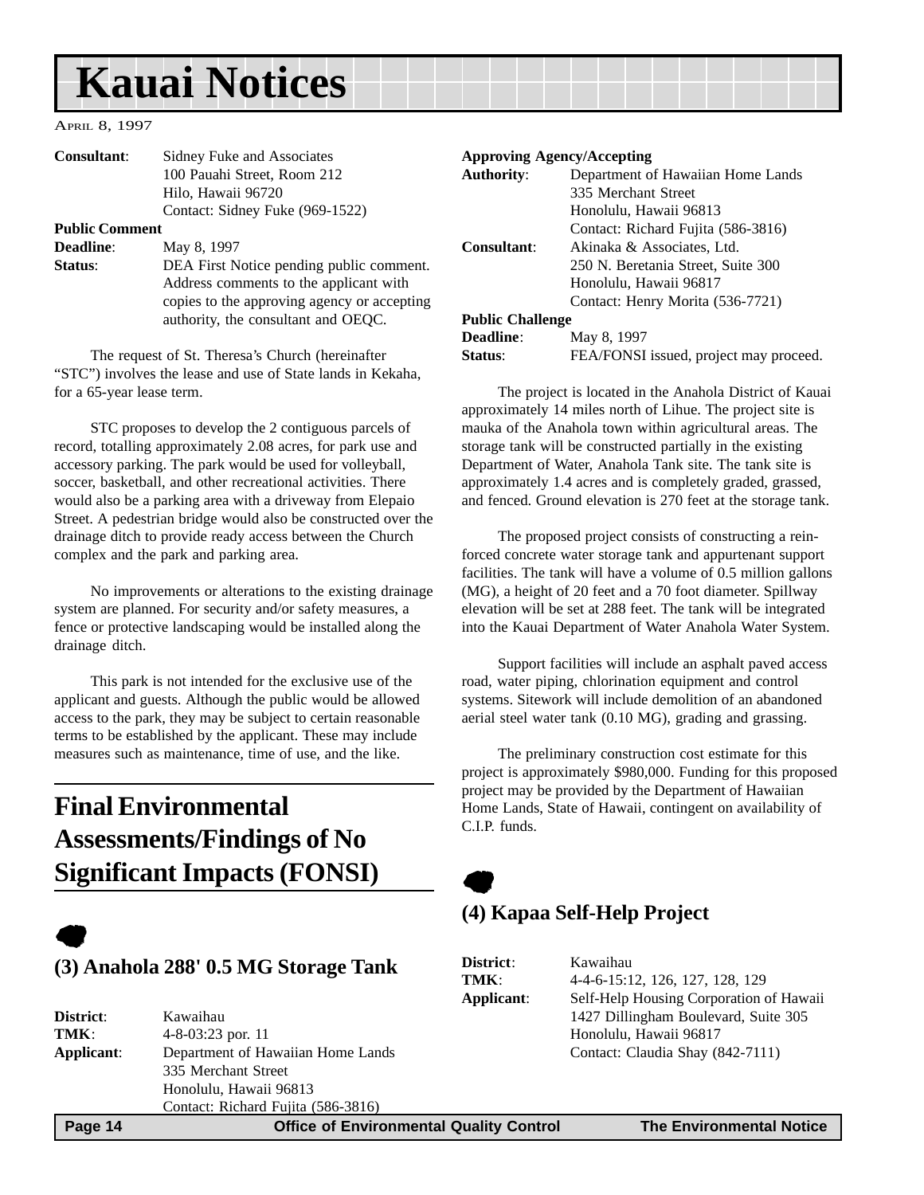# Kauai Notices

April 8, 1997

**Consultant**: Sidney Fuke and Associates
100 Pauahi Street, Room 212
Hilo, Hawaii 96720
Contact: Sidney Fuke (969-1522)

**Public Comment**
**Deadline**: May 8, 1997

**Status**: DEA First Notice pending public comment. Address comments to the applicant with copies to the approving agency or accepting authority, the consultant and OEQC.

The request of St. Theresa's Church (hereinafter "STC") involves the lease and use of State lands in Kekaha, for a 65-year lease term.

STC proposes to develop the 2 contiguous parcels of record, totalling approximately 2.08 acres, for park use and accessory parking. The park would be used for volleyball, soccer, basketball, and other recreational activities. There would also be a parking area with a driveway from Elepaio Street. A pedestrian bridge would also be constructed over the drainage ditch to provide ready access between the Church complex and the park and parking area.

No improvements or alterations to the existing drainage system are planned. For security and/or safety measures, a fence or protective landscaping would be installed along the drainage ditch.

This park is not intended for the exclusive use of the applicant and guests. Although the public would be allowed access to the park, they may be subject to certain reasonable terms to be established by the applicant. These may include measures such as maintenance, time of use, and the like.

## Final Environmental Assessments/Findings of No Significant Impacts (FONSI)

### (3) Anahola 288' 0.5 MG Storage Tank

**District**: Kawaihau

**TMK**: 4-8-03:23 por. 11

**Applicant**: Department of Hawaiian Home Lands
335 Merchant Street
Honolulu, Hawaii 96813
Contact: Richard Fujita (586-3816)

**Approving Agency/Accepting Authority**: Department of Hawaiian Home Lands
335 Merchant Street
Honolulu, Hawaii 96813
Contact: Richard Fujita (586-3816)

**Consultant**: Akinaka & Associates, Ltd.
250 N. Beretania Street, Suite 300
Honolulu, Hawaii 96817
Contact: Henry Morita (536-7721)

**Public Challenge**
**Deadline**: May 8, 1997

**Status**: FEA/FONSI issued, project may proceed.

The project is located in the Anahola District of Kauai approximately 14 miles north of Lihue. The project site is mauka of the Anahola town within agricultural areas. The storage tank will be constructed partially in the existing Department of Water, Anahola Tank site. The tank site is approximately 1.4 acres and is completely graded, grassed, and fenced. Ground elevation is 270 feet at the storage tank.

The proposed project consists of constructing a reinforced concrete water storage tank and appurtenant support facilities. The tank will have a volume of 0.5 million gallons (MG), a height of 20 feet and a 70 foot diameter. Spillway elevation will be set at 288 feet. The tank will be integrated into the Kauai Department of Water Anahola Water System.

Support facilities will include an asphalt paved access road, water piping, chlorination equipment and control systems. Sitework will include demolition of an abandoned aerial steel water tank (0.10 MG), grading and grassing.

The preliminary construction cost estimate for this project is approximately $980,000. Funding for this proposed project may be provided by the Department of Hawaiian Home Lands, State of Hawaii, contingent on availability of C.I.P. funds.

### (4) Kapaa Self-Help Project

**District**: Kawaihau

**TMK**: 4-4-6-15:12, 126, 127, 128, 129

**Applicant**: Self-Help Housing Corporation of Hawaii
1427 Dillingham Boulevard, Suite 305
Honolulu, Hawaii 96817
Contact: Claudia Shay (842-7111)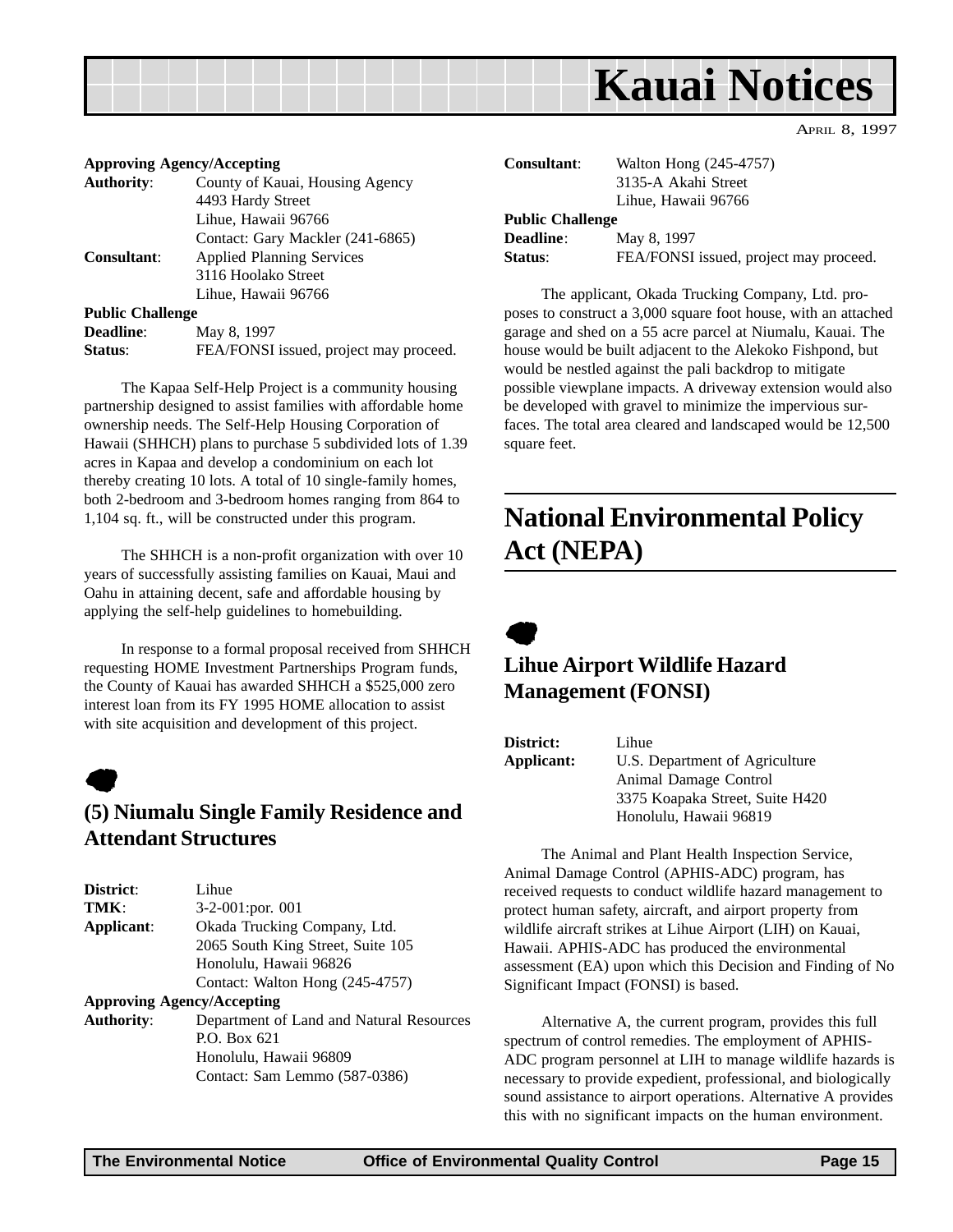# Kauai Notices

April 8, 1997

**Approving Agency/Accepting**

**Authority**: County of Kauai, Housing Agency
4493 Hardy Street
Lihue, Hawaii 96766
Contact: Gary Mackler (241-6865)

**Consultant**: Applied Planning Services
3116 Hoolako Street
Lihue, Hawaii 96766

**Public Challenge**

**Deadline**: May 8, 1997

**Status**: FEA/FONSI issued, project may proceed.

The Kapaa Self-Help Project is a community housing partnership designed to assist families with affordable home ownership needs. The Self-Help Housing Corporation of Hawaii (SHHCH) plans to purchase 5 subdivided lots of 1.39 acres in Kapaa and develop a condominium on each lot thereby creating 10 lots. A total of 10 single-family homes, both 2-bedroom and 3-bedroom homes ranging from 864 to 1,104 sq. ft., will be constructed under this program.

The SHHCH is a non-profit organization with over 10 years of successfully assisting families on Kauai, Maui and Oahu in attaining decent, safe and affordable housing by applying the self-help guidelines to homebuilding.

In response to a formal proposal received from SHHCH requesting HOME Investment Partnerships Program funds, the County of Kauai has awarded SHHCH a $525,000 zero interest loan from its FY 1995 HOME allocation to assist with site acquisition and development of this project.

## (5) Niumalu Single Family Residence and Attendant Structures

**District**: Lihue

**TMK**: 3-2-001:por. 001

**Applicant**: Okada Trucking Company, Ltd.
2065 South King Street, Suite 105
Honolulu, Hawaii 96826
Contact: Walton Hong (245-4757)

**Approving Agency/Accepting**

**Authority**: Department of Land and Natural Resources
P.O. Box 621
Honolulu, Hawaii 96809
Contact: Sam Lemmo (587-0386)

**Consultant**: Walton Hong (245-4757)
3135-A Akahi Street
Lihue, Hawaii 96766

**Public Challenge**

**Deadline**: May 8, 1997

**Status**: FEA/FONSI issued, project may proceed.

The applicant, Okada Trucking Company, Ltd. proposes to construct a 3,000 square foot house, with an attached garage and shed on a 55 acre parcel at Niumalu, Kauai. The house would be built adjacent to the Alekoko Fishpond, but would be nestled against the pali backdrop to mitigate possible viewplane impacts. A driveway extension would also be developed with gravel to minimize the impervious surfaces. The total area cleared and landscaped would be 12,500 square feet.

# National Environmental Policy Act (NEPA)

## Lihue Airport Wildlife Hazard Management (FONSI)

**District:** Lihue

**Applicant:** U.S. Department of Agriculture
Animal Damage Control
3375 Koapaka Street, Suite H420
Honolulu, Hawaii 96819

The Animal and Plant Health Inspection Service, Animal Damage Control (APHIS-ADC) program, has received requests to conduct wildlife hazard management to protect human safety, aircraft, and airport property from wildlife aircraft strikes at Lihue Airport (LIH) on Kauai, Hawaii. APHIS-ADC has produced the environmental assessment (EA) upon which this Decision and Finding of No Significant Impact (FONSI) is based.

Alternative A, the current program, provides this full spectrum of control remedies. The employment of APHIS-ADC program personnel at LIH to manage wildlife hazards is necessary to provide expedient, professional, and biologically sound assistance to airport operations. Alternative A provides this with no significant impacts on the human environment.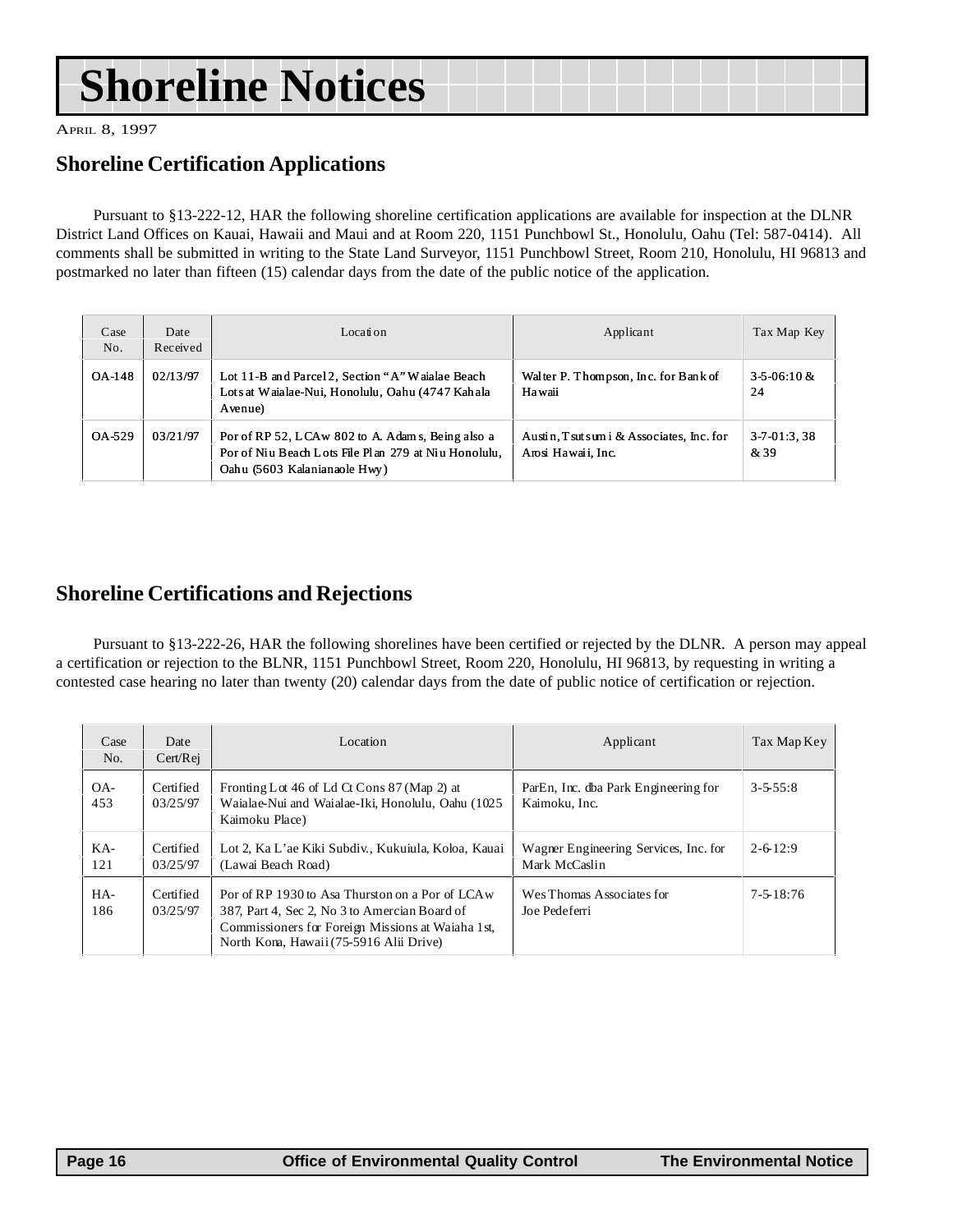# Shoreline Notices

April 8, 1997

## Shoreline Certification Applications

Pursuant to §13-222-12, HAR the following shoreline certification applications are available for inspection at the DLNR District Land Offices on Kauai, Hawaii and Maui and at Room 220, 1151 Punchbowl St., Honolulu, Oahu (Tel: 587-0414). All comments shall be submitted in writing to the State Land Surveyor, 1151 Punchbowl Street, Room 210, Honolulu, HI 96813 and postmarked no later than fifteen (15) calendar days from the date of the public notice of the application.

| Case No. | Date Received | Location | Applicant | Tax Map Key |
|---|---|---|---|---|
| OA-148 | 02/13/97 | Lot 11-B and Parcel 2, Section "A" Waialae Beach Lots at Waialae-Nui, Honolulu, Oahu (4747 Kahala Avenue) | Walter P. Thompson, Inc. for Bank of Hawaii | 3-5-06:10 & 24 |
| OA-529 | 03/21/97 | Por of RP 52, LCAw 802 to A. Adams, Being also a Por of Niu Beach Lots File Plan 279 at Niu Honolulu, Oahu (5603 Kalanianaole Hwy) | Austin, Tsutsumi & Associates, Inc. for Arosi Hawaii, Inc. | 3-7-01:3, 38 & 39 |

## Shoreline Certifications and Rejections

Pursuant to §13-222-26, HAR the following shorelines have been certified or rejected by the DLNR. A person may appeal a certification or rejection to the BLNR, 1151 Punchbowl Street, Room 220, Honolulu, HI 96813, by requesting in writing a contested case hearing no later than twenty (20) calendar days from the date of public notice of certification or rejection.

| Case No. | Date Cert/Rej | Location | Applicant | Tax Map Key |
|---|---|---|---|---|
| OA-453 | Certified 03/25/97 | Fronting Lot 46 of Ld Ct Cons 87 (Map 2) at Waialae-Nui and Waialae-Iki, Honolulu, Oahu (1025 Kaimoku Place) | ParEn, Inc. dba Park Engineering for Kaimoku, Inc. | 3-5-55:8 |
| KA-121 | Certified 03/25/97 | Lot 2, Ka L'ae Kiki Subdiv., Kukuiula, Koloa, Kauai (Lawai Beach Road) | Wagner Engineering Services, Inc. for Mark McCaslin | 2-6-12:9 |
| HA-186 | Certified 03/25/97 | Por of RP 1930 to Asa Thurston on a Por of LCAw 387, Part 4, Sec 2, No 3 to Amercian Board of Commissioners for Foreign Missions at Waiaha 1st, North Kona, Hawaii (75-5916 Alii Drive) | Wes Thomas Associates for Joe Pedeferri | 7-5-18:76 |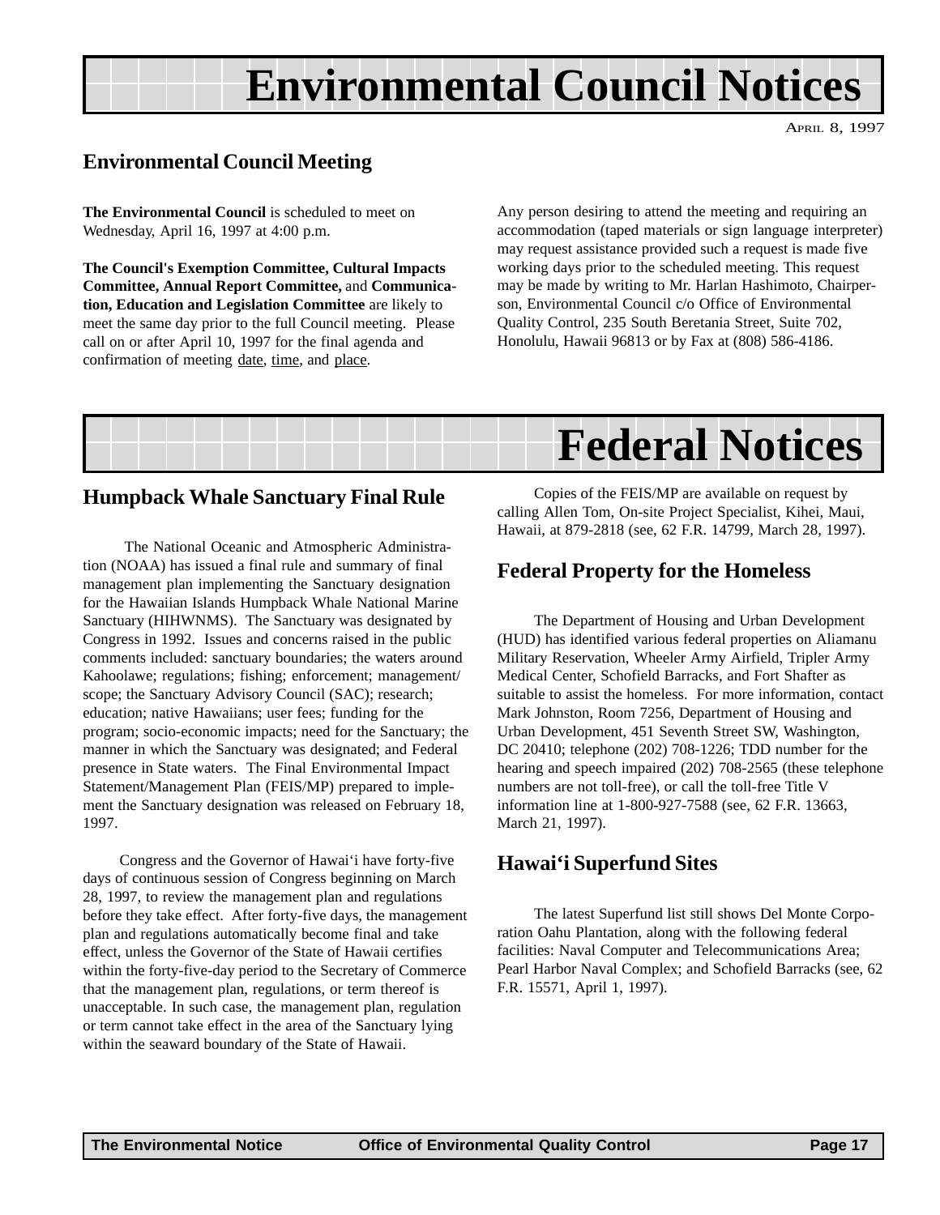# Environmental Council Notices

APRIL 8, 1997

## Environmental Council Meeting

**The Environmental Council** is scheduled to meet on Wednesday, April 16, 1997 at 4:00 p.m.

**The Council's Exemption Committee, Cultural Impacts Committee, Annual Report Committee,** and **Communication, Education and Legislation Committee** are likely to meet the same day prior to the full Council meeting. Please call on or after April 10, 1997 for the final agenda and confirmation of meeting date, time, and place.

Any person desiring to attend the meeting and requiring an accommodation (taped materials or sign language interpreter) may request assistance provided such a request is made five working days prior to the scheduled meeting. This request may be made by writing to Mr. Harlan Hashimoto, Chairperson, Environmental Council c/o Office of Environmental Quality Control, 235 South Beretania Street, Suite 702, Honolulu, Hawaii 96813 or by Fax at (808) 586-4186.

# Federal Notices

## Humpback Whale Sanctuary Final Rule

The National Oceanic and Atmospheric Administration (NOAA) has issued a final rule and summary of final management plan implementing the Sanctuary designation for the Hawaiian Islands Humpback Whale National Marine Sanctuary (HIHWNMS). The Sanctuary was designated by Congress in 1992. Issues and concerns raised in the public comments included: sanctuary boundaries; the waters around Kahoolawe; regulations; fishing; enforcement; management/scope; the Sanctuary Advisory Council (SAC); research; education; native Hawaiians; user fees; funding for the program; socio-economic impacts; need for the Sanctuary; the manner in which the Sanctuary was designated; and Federal presence in State waters. The Final Environmental Impact Statement/Management Plan (FEIS/MP) prepared to implement the Sanctuary designation was released on February 18, 1997.

Congress and the Governor of Hawai‘i have forty-five days of continuous session of Congress beginning on March 28, 1997, to review the management plan and regulations before they take effect. After forty-five days, the management plan and regulations automatically become final and take effect, unless the Governor of the State of Hawaii certifies within the forty-five-day period to the Secretary of Commerce that the management plan, regulations, or term thereof is unacceptable. In such case, the management plan, regulation or term cannot take effect in the area of the Sanctuary lying within the seaward boundary of the State of Hawaii.

Copies of the FEIS/MP are available on request by calling Allen Tom, On-site Project Specialist, Kihei, Maui, Hawaii, at 879-2818 (see, 62 F.R. 14799, March 28, 1997).

## Federal Property for the Homeless

The Department of Housing and Urban Development (HUD) has identified various federal properties on Aliamanu Military Reservation, Wheeler Army Airfield, Tripler Army Medical Center, Schofield Barracks, and Fort Shafter as suitable to assist the homeless. For more information, contact Mark Johnston, Room 7256, Department of Housing and Urban Development, 451 Seventh Street SW, Washington, DC 20410; telephone (202) 708-1226; TDD number for the hearing and speech impaired (202) 708-2565 (these telephone numbers are not toll-free), or call the toll-free Title V information line at 1-800-927-7588 (see, 62 F.R. 13663, March 21, 1997).

## Hawai‘i Superfund Sites

The latest Superfund list still shows Del Monte Corporation Oahu Plantation, along with the following federal facilities: Naval Computer and Telecommunications Area; Pearl Harbor Naval Complex; and Schofield Barracks (see, 62 F.R. 15571, April 1, 1997).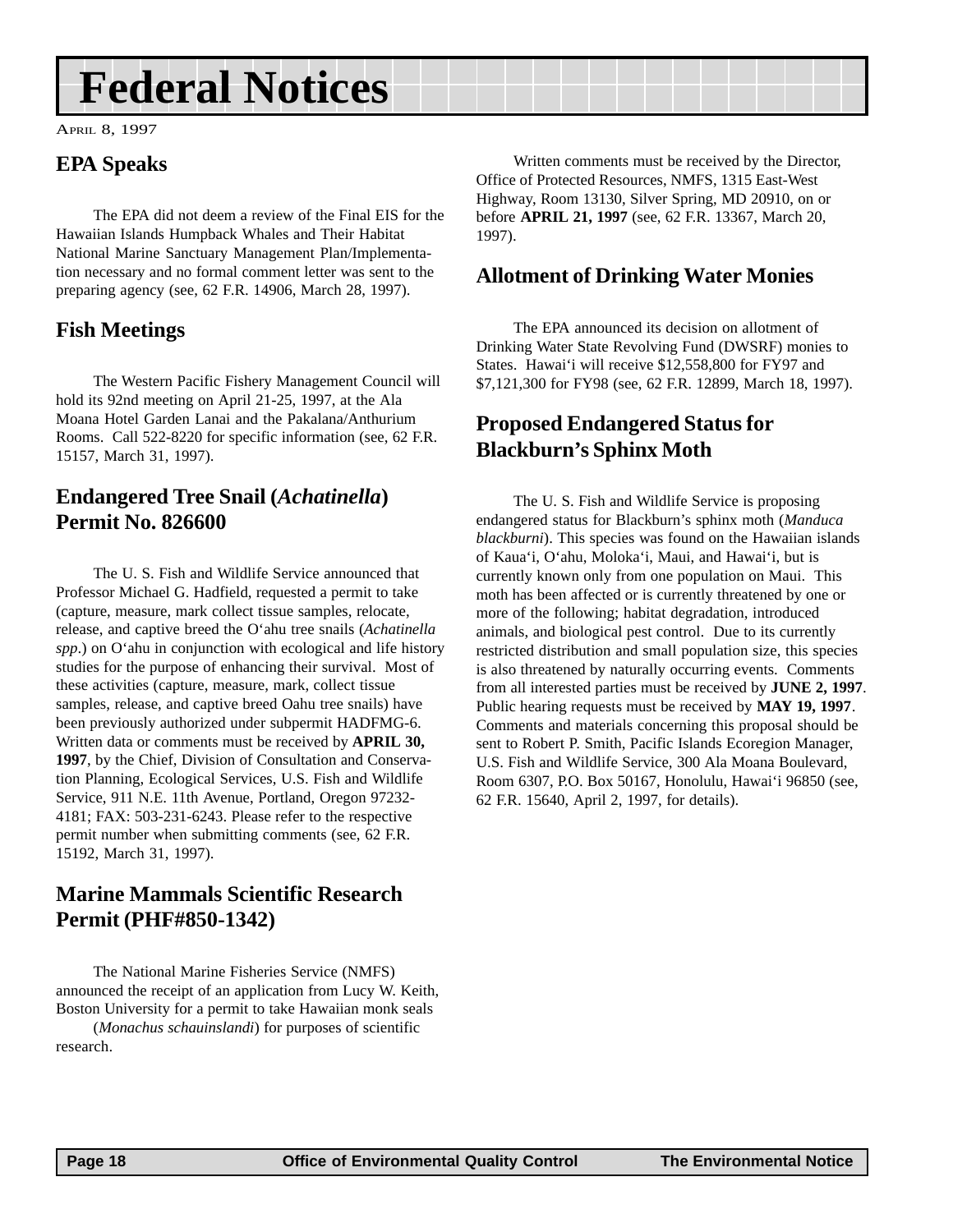# Federal Notices

APRIL 8, 1997

## EPA Speaks

The EPA did not deem a review of the Final EIS for the Hawaiian Islands Humpback Whales and Their Habitat National Marine Sanctuary Management Plan/Implementation necessary and no formal comment letter was sent to the preparing agency (see, 62 F.R. 14906, March 28, 1997).

## Fish Meetings

The Western Pacific Fishery Management Council will hold its 92nd meeting on April 21-25, 1997, at the Ala Moana Hotel Garden Lanai and the Pakalana/Anthurium Rooms. Call 522-8220 for specific information (see, 62 F.R. 15157, March 31, 1997).

## Endangered Tree Snail (*Achatinella*) Permit No. 826600

The U. S. Fish and Wildlife Service announced that Professor Michael G. Hadfield, requested a permit to take (capture, measure, mark collect tissue samples, relocate, release, and captive breed the O‘ahu tree snails (*Achatinella spp*.) on O‘ahu in conjunction with ecological and life history studies for the purpose of enhancing their survival. Most of these activities (capture, measure, mark, collect tissue samples, release, and captive breed Oahu tree snails) have been previously authorized under subpermit HADFMG-6. Written data or comments must be received by **APRIL 30, 1997**, by the Chief, Division of Consultation and Conservation Planning, Ecological Services, U.S. Fish and Wildlife Service, 911 N.E. 11th Avenue, Portland, Oregon 97232-4181; FAX: 503-231-6243. Please refer to the respective permit number when submitting comments (see, 62 F.R. 15192, March 31, 1997).

## Marine Mammals Scientific Research Permit (PHF#850-1342)

The National Marine Fisheries Service (NMFS) announced the receipt of an application from Lucy W. Keith, Boston University for a permit to take Hawaiian monk seals (*Monachus schauinslandi*) for purposes of scientific research.

Written comments must be received by the Director, Office of Protected Resources, NMFS, 1315 East-West Highway, Room 13130, Silver Spring, MD 20910, on or before **APRIL 21, 1997** (see, 62 F.R. 13367, March 20, 1997).

## Allotment of Drinking Water Monies

The EPA announced its decision on allotment of Drinking Water State Revolving Fund (DWSRF) monies to States. Hawai‘i will receive $12,558,800 for FY97 and $7,121,300 for FY98 (see, 62 F.R. 12899, March 18, 1997).

## Proposed Endangered Status for Blackburn’s Sphinx Moth

The U. S. Fish and Wildlife Service is proposing endangered status for Blackburn’s sphinx moth (*Manduca blackburni*). This species was found on the Hawaiian islands of Kaua‘i, O‘ahu, Moloka‘i, Maui, and Hawai‘i, but is currently known only from one population on Maui. This moth has been affected or is currently threatened by one or more of the following; habitat degradation, introduced animals, and biological pest control. Due to its currently restricted distribution and small population size, this species is also threatened by naturally occurring events. Comments from all interested parties must be received by **JUNE 2, 1997**. Public hearing requests must be received by **MAY 19, 1997**. Comments and materials concerning this proposal should be sent to Robert P. Smith, Pacific Islands Ecoregion Manager, U.S. Fish and Wildlife Service, 300 Ala Moana Boulevard, Room 6307, P.O. Box 50167, Honolulu, Hawai‘i 96850 (see, 62 F.R. 15640, April 2, 1997, for details).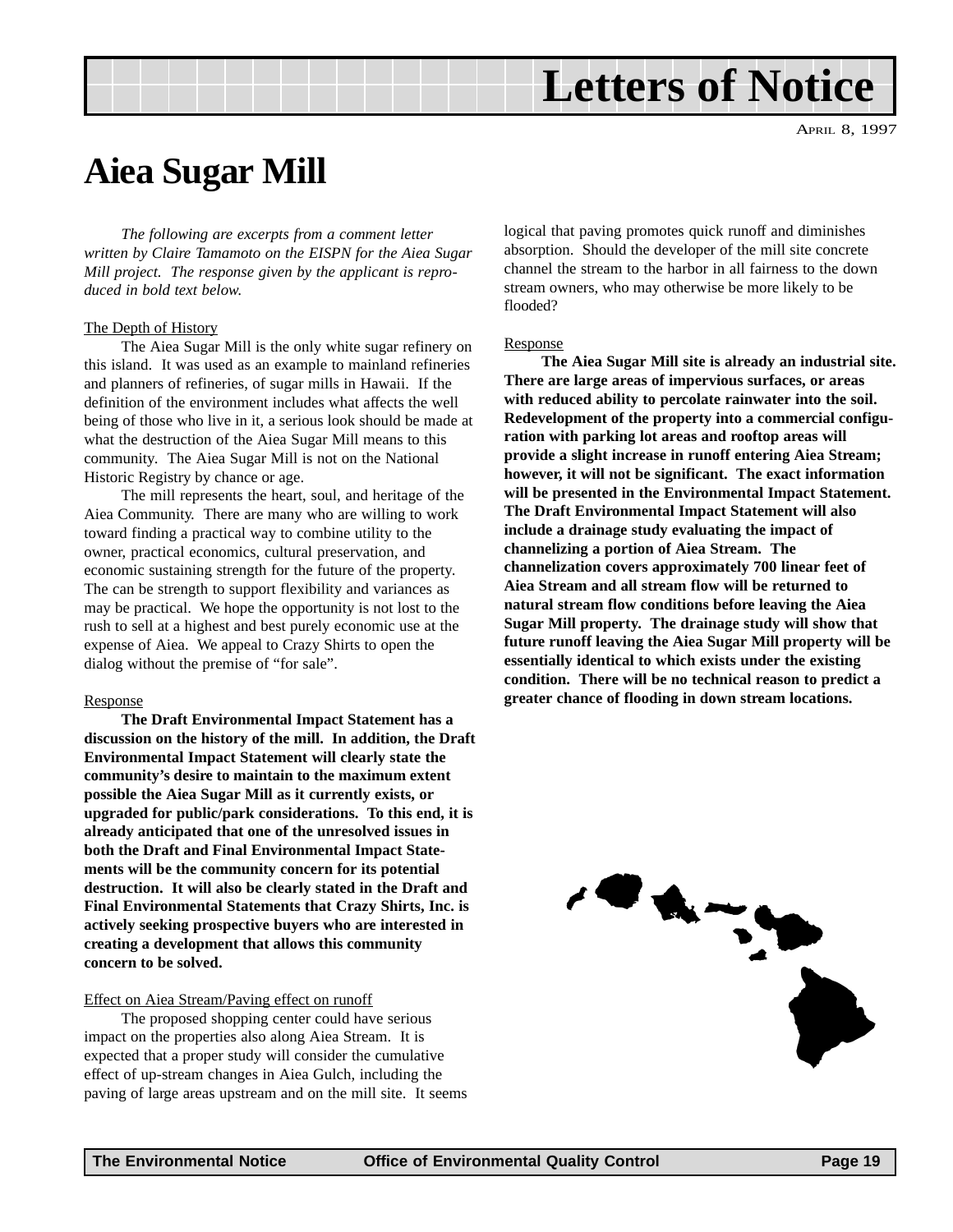# Letters of Notice

APRIL 8, 1997

## Aiea Sugar Mill

*The following are excerpts from a comment letter written by Claire Tamamoto on the EISPN for the Aiea Sugar Mill project. The response given by the applicant is reproduced in bold text below.*

The Depth of History

The Aiea Sugar Mill is the only white sugar refinery on this island. It was used as an example to mainland refineries and planners of refineries, of sugar mills in Hawaii. If the definition of the environment includes what affects the well being of those who live in it, a serious look should be made at what the destruction of the Aiea Sugar Mill means to this community. The Aiea Sugar Mill is not on the National Historic Registry by chance or age.

The mill represents the heart, soul, and heritage of the Aiea Community. There are many who are willing to work toward finding a practical way to combine utility to the owner, practical economics, cultural preservation, and economic sustaining strength for the future of the property. The can be strength to support flexibility and variances as may be practical. We hope the opportunity is not lost to the rush to sell at a highest and best purely economic use at the expense of Aiea. We appeal to Crazy Shirts to open the dialog without the premise of "for sale".

Response

**The Draft Environmental Impact Statement has a discussion on the history of the mill. In addition, the Draft Environmental Impact Statement will clearly state the community's desire to maintain to the maximum extent possible the Aiea Sugar Mill as it currently exists, or upgraded for public/park considerations. To this end, it is already anticipated that one of the unresolved issues in both the Draft and Final Environmental Impact Statements will be the community concern for its potential destruction. It will also be clearly stated in the Draft and Final Environmental Statements that Crazy Shirts, Inc. is actively seeking prospective buyers who are interested in creating a development that allows this community concern to be solved.**

Effect on Aiea Stream/Paving effect on runoff

The proposed shopping center could have serious impact on the properties also along Aiea Stream. It is expected that a proper study will consider the cumulative effect of up-stream changes in Aiea Gulch, including the paving of large areas upstream and on the mill site. It seems logical that paving promotes quick runoff and diminishes absorption. Should the developer of the mill site concrete channel the stream to the harbor in all fairness to the down stream owners, who may otherwise be more likely to be flooded?

Response

**The Aiea Sugar Mill site is already an industrial site. There are large areas of impervious surfaces, or areas with reduced ability to percolate rainwater into the soil. Redevelopment of the property into a commercial configuration with parking lot areas and rooftop areas will provide a slight increase in runoff entering Aiea Stream; however, it will not be significant. The exact information will be presented in the Environmental Impact Statement. The Draft Environmental Impact Statement will also include a drainage study evaluating the impact of channelizing a portion of Aiea Stream. The channelization covers approximately 700 linear feet of Aiea Stream and all stream flow will be returned to natural stream flow conditions before leaving the Aiea Sugar Mill property. The drainage study will show that future runoff leaving the Aiea Sugar Mill property will be essentially identical to which exists under the existing condition. There will be no technical reason to predict a greater chance of flooding in down stream locations.**